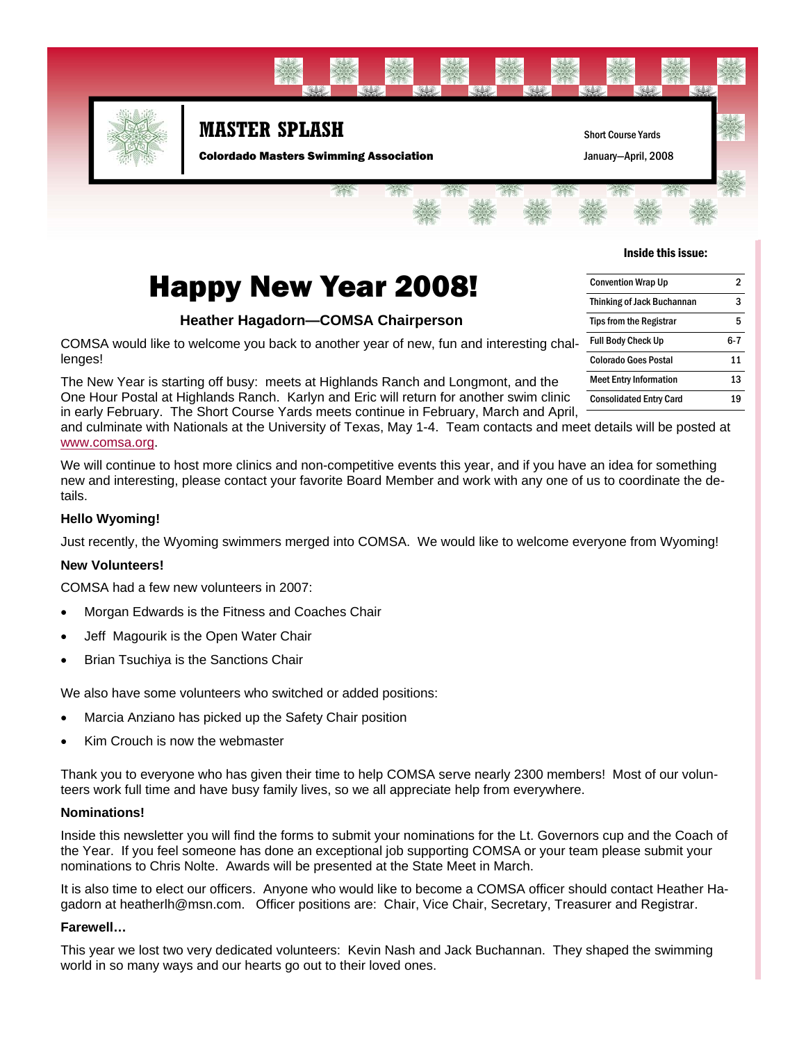# MASTER SPLASH

**Colorado Masters Swimming Association**

Short Course Yards

January—April, 2008

**Inside this issue:**

| | |
|---|---|
| Convention Wrap Up | 2 |
| Thinking of Jack Buchannan | 3 |
| Tips from the Registrar | 5 |
| Full Body Check Up | 6-7 |
| Colorado Goes Postal | 11 |
| Meet Entry Information | 13 |
| Consolidated Entry Card | 19 |

# Happy New Year 2008!

### Heather Hagadorn—COMSA Chairperson

COMSA would like to welcome you back to another year of new, fun and interesting challenges!

The New Year is starting off busy: meets at Highlands Ranch and Longmont, and the One Hour Postal at Highlands Ranch. Karlyn and Eric will return for another swim clinic in early February. The Short Course Yards meets continue in February, March and April, and culminate with Nationals at the University of Texas, May 1-4. Team contacts and meet details will be posted at www.comsa.org.

We will continue to host more clinics and non-competitive events this year, and if you have an idea for something new and interesting, please contact your favorite Board Member and work with any one of us to coordinate the details.

**Hello Wyoming!**

Just recently, the Wyoming swimmers merged into COMSA. We would like to welcome everyone from Wyoming!

**New Volunteers!**

COMSA had a few new volunteers in 2007:

- Morgan Edwards is the Fitness and Coaches Chair
- Jeff Magourik is the Open Water Chair
- Brian Tsuchiya is the Sanctions Chair

We also have some volunteers who switched or added positions:

- Marcia Anziano has picked up the Safety Chair position
- Kim Crouch is now the webmaster

Thank you to everyone who has given their time to help COMSA serve nearly 2300 members! Most of our volunteers work full time and have busy family lives, so we all appreciate help from everywhere.

**Nominations!**

Inside this newsletter you will find the forms to submit your nominations for the Lt. Governors cup and the Coach of the Year. If you feel someone has done an exceptional job supporting COMSA or your team please submit your nominations to Chris Nolte. Awards will be presented at the State Meet in March.

It is also time to elect our officers. Anyone who would like to become a COMSA officer should contact Heather Hagadorn at heatherlh@msn.com. Officer positions are: Chair, Vice Chair, Secretary, Treasurer and Registrar.

**Farewell…**

This year we lost two very dedicated volunteers: Kevin Nash and Jack Buchannan. They shaped the swimming world in so many ways and our hearts go out to their loved ones.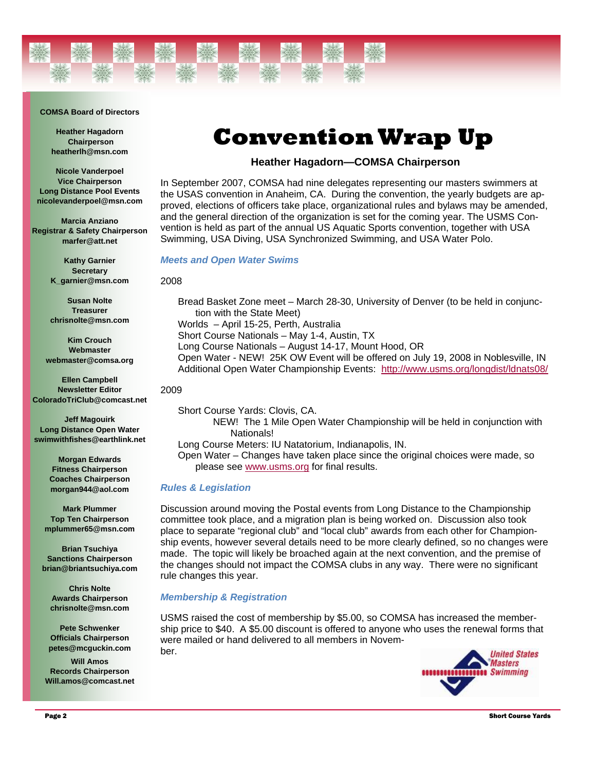**COMSA Board of Directors**

**Heather Hagadorn**
**Chairperson**
**heatherlh@msn.com**

**Nicole Vanderpoel**
**Vice Chairperson**
**Long Distance Pool Events**
**nicolevanderpoel@msn.com**

**Marcia Anziano**
**Registrar & Safety Chairperson**
**marfer@att.net**

**Kathy Garnier**
**Secretary**
**K_garnier@msn.com**

**Susan Nolte**
**Treasurer**
**chrisnolte@msn.com**

**Kim Crouch**
**Webmaster**
**webmaster@comsa.org**

**Ellen Campbell**
**Newsletter Editor**
**ColoradoTriClub@comcast.net**

**Jeff Magouirk**
**Long Distance Open Water**
**swimwithfishes@earthlink.net**

**Morgan Edwards**
**Fitness Chairperson**
**Coaches Chairperson**
**morgan944@aol.com**

**Mark Plummer**
**Top Ten Chairperson**
**mplummer65@msn.com**

**Brian Tsuchiya**
**Sanctions Chairperson**
**brian@briantsuchiya.com**

**Chris Nolte**
**Awards Chairperson**
**chrisnolte@msn.com**

**Pete Schwenker**
**Officials Chairperson**
**petes@mcguckin.com**

**Will Amos**
**Records Chairperson**
**Will.amos@comcast.net**

# Convention Wrap Up

### Heather Hagadorn—COMSA Chairperson

In September 2007, COMSA had nine delegates representing our masters swimmers at the USAS convention in Anaheim, CA. During the convention, the yearly budgets are approved, elections of officers take place, organizational rules and bylaws may be amended, and the general direction of the organization is set for the coming year. The USMS Convention is held as part of the annual US Aquatic Sports convention, together with USA Swimming, USA Diving, USA Synchronized Swimming, and USA Water Polo.

## *Meets and Open Water Swims*

2008

Bread Basket Zone meet – March 28-30, University of Denver (to be held in conjunction with the State Meet)
Worlds – April 15-25, Perth, Australia
Short Course Nationals – May 1-4, Austin, TX
Long Course Nationals – August 14-17, Mount Hood, OR
Open Water - NEW! 25K OW Event will be offered on July 19, 2008 in Noblesville, IN
Additional Open Water Championship Events: http://www.usms.org/longdist/ldnats08/

2009

Short Course Yards: Clovis, CA.
NEW! The 1 Mile Open Water Championship will be held in conjunction with Nationals!
Long Course Meters: IU Natatorium, Indianapolis, IN.
Open Water – Changes have taken place since the original choices were made, so please see www.usms.org for final results.

## *Rules & Legislation*

Discussion around moving the Postal events from Long Distance to the Championship committee took place, and a migration plan is being worked on. Discussion also took place to separate “regional club” and “local club” awards from each other for Championship events, however several details need to be more clearly defined, so no changes were made. The topic will likely be broached again at the next convention, and the premise of the changes should not impact the COMSA clubs in any way. There were no significant rule changes this year.

## *Membership & Registration*

USMS raised the cost of membership by $5.00, so COMSA has increased the membership price to $40. A $5.00 discount is offered to anyone who uses the renewal forms that were mailed or hand delivered to all members in November.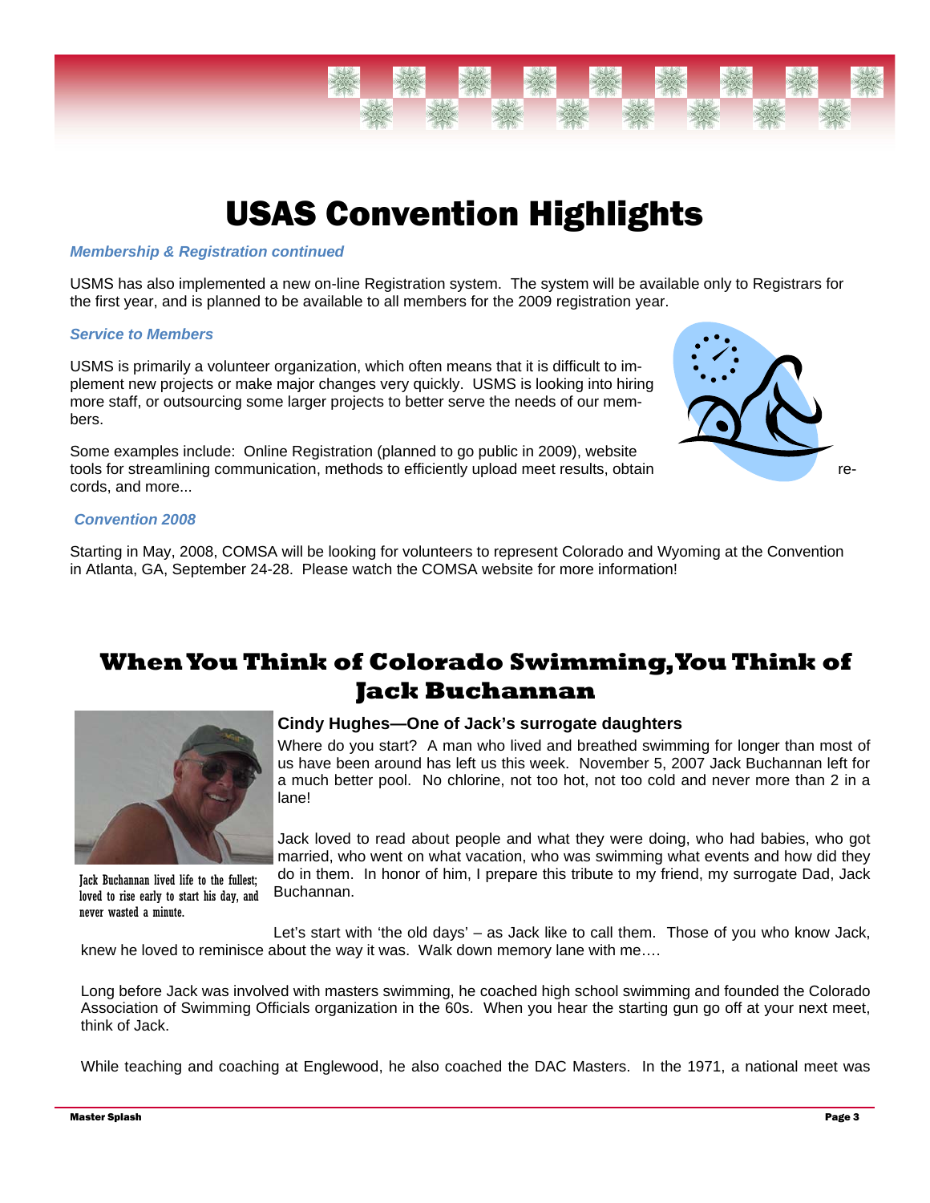# USAS Convention Highlights

***Membership & Registration continued***

USMS has also implemented a new on-line Registration system. The system will be available only to Registrars for the first year, and is planned to be available to all members for the 2009 registration year.

***Service to Members***

USMS is primarily a volunteer organization, which often means that it is difficult to implement new projects or make major changes very quickly. USMS is looking into hiring more staff, or outsourcing some larger projects to better serve the needs of our members.

Some examples include: Online Registration (planned to go public in 2009), website tools for streamlining communication, methods to efficiently upload meet results, obtain records, and more...

***Convention 2008***

Starting in May, 2008, COMSA will be looking for volunteers to represent Colorado and Wyoming at the Convention in Atlanta, GA, September 24-28. Please watch the COMSA website for more information!

# When You Think of Colorado Swimming, You Think of Jack Buchannan

Jack Buchannan lived life to the fullest; loved to rise early to start his day, and never wasted a minute.

### Cindy Hughes—One of Jack's surrogate daughters

Where do you start? A man who lived and breathed swimming for longer than most of us have been around has left us this week. November 5, 2007 Jack Buchannan left for a much better pool. No chlorine, not too hot, not too cold and never more than 2 in a lane!

Jack loved to read about people and what they were doing, who had babies, who got married, who went on what vacation, who was swimming what events and how did they do in them. In honor of him, I prepare this tribute to my friend, my surrogate Dad, Jack Buchannan.

Let's start with 'the old days' – as Jack like to call them. Those of you who know Jack, knew he loved to reminisce about the way it was. Walk down memory lane with me….

Long before Jack was involved with masters swimming, he coached high school swimming and founded the Colorado Association of Swimming Officials organization in the 60s. When you hear the starting gun go off at your next meet, think of Jack.

While teaching and coaching at Englewood, he also coached the DAC Masters. In the 1971, a national meet was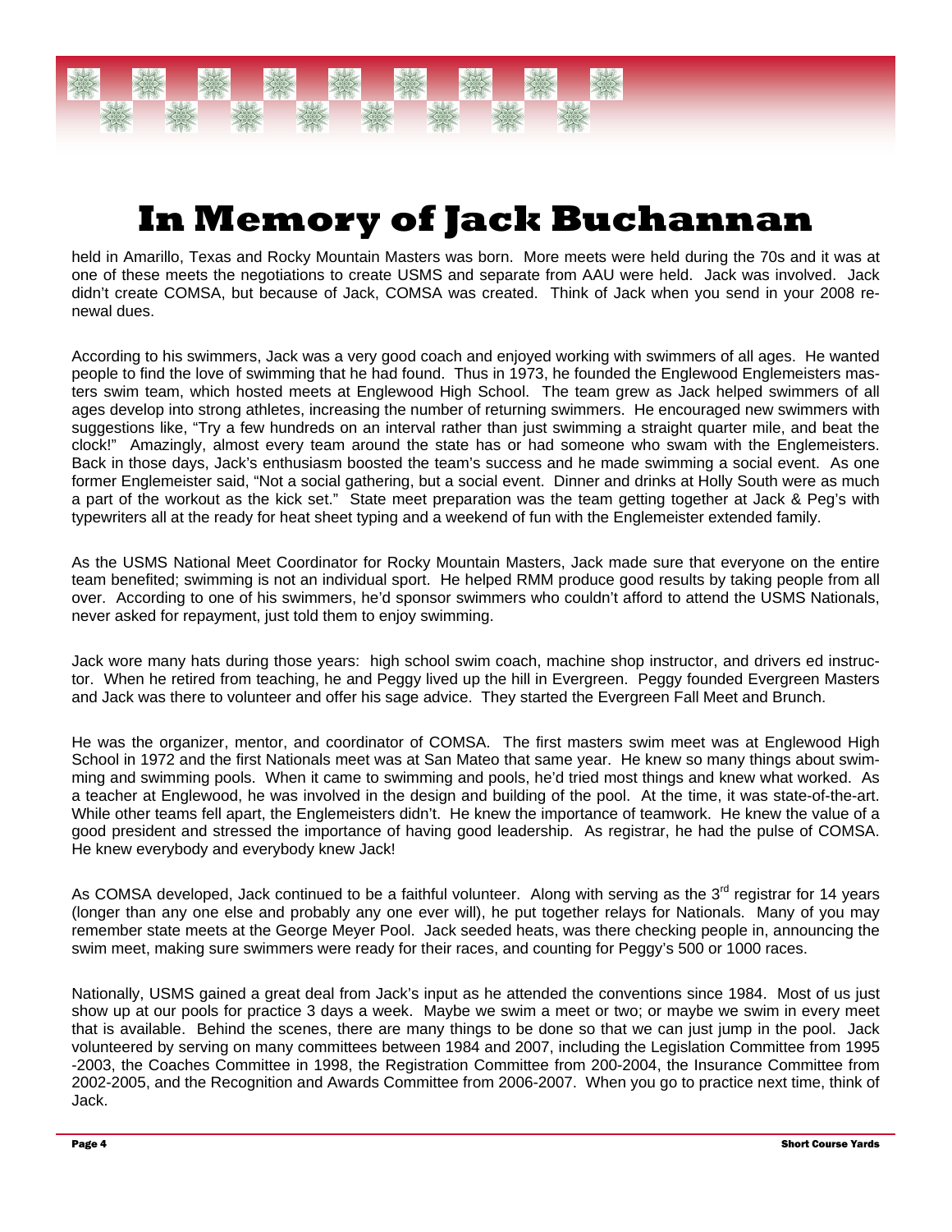# In Memory of Jack Buchannan

held in Amarillo, Texas and Rocky Mountain Masters was born. More meets were held during the 70s and it was at one of these meets the negotiations to create USMS and separate from AAU were held. Jack was involved. Jack didn't create COMSA, but because of Jack, COMSA was created. Think of Jack when you send in your 2008 renewal dues.

According to his swimmers, Jack was a very good coach and enjoyed working with swimmers of all ages. He wanted people to find the love of swimming that he had found. Thus in 1973, he founded the Englewood Englemeisters masters swim team, which hosted meets at Englewood High School. The team grew as Jack helped swimmers of all ages develop into strong athletes, increasing the number of returning swimmers. He encouraged new swimmers with suggestions like, "Try a few hundreds on an interval rather than just swimming a straight quarter mile, and beat the clock!" Amazingly, almost every team around the state has or had someone who swam with the Englemeisters. Back in those days, Jack's enthusiasm boosted the team's success and he made swimming a social event. As one former Englemeister said, "Not a social gathering, but a social event. Dinner and drinks at Holly South were as much a part of the workout as the kick set." State meet preparation was the team getting together at Jack & Peg's with typewriters all at the ready for heat sheet typing and a weekend of fun with the Englemeister extended family.

As the USMS National Meet Coordinator for Rocky Mountain Masters, Jack made sure that everyone on the entire team benefited; swimming is not an individual sport. He helped RMM produce good results by taking people from all over. According to one of his swimmers, he'd sponsor swimmers who couldn't afford to attend the USMS Nationals, never asked for repayment, just told them to enjoy swimming.

Jack wore many hats during those years: high school swim coach, machine shop instructor, and drivers ed instructor. When he retired from teaching, he and Peggy lived up the hill in Evergreen. Peggy founded Evergreen Masters and Jack was there to volunteer and offer his sage advice. They started the Evergreen Fall Meet and Brunch.

He was the organizer, mentor, and coordinator of COMSA. The first masters swim meet was at Englewood High School in 1972 and the first Nationals meet was at San Mateo that same year. He knew so many things about swimming and swimming pools. When it came to swimming and pools, he'd tried most things and knew what worked. As a teacher at Englewood, he was involved in the design and building of the pool. At the time, it was state-of-the-art. While other teams fell apart, the Englemeisters didn't. He knew the importance of teamwork. He knew the value of a good president and stressed the importance of having good leadership. As registrar, he had the pulse of COMSA. He knew everybody and everybody knew Jack!

As COMSA developed, Jack continued to be a faithful volunteer. Along with serving as the 3rd registrar for 14 years (longer than any one else and probably any one ever will), he put together relays for Nationals. Many of you may remember state meets at the George Meyer Pool. Jack seeded heats, was there checking people in, announcing the swim meet, making sure swimmers were ready for their races, and counting for Peggy's 500 or 1000 races.

Nationally, USMS gained a great deal from Jack's input as he attended the conventions since 1984. Most of us just show up at our pools for practice 3 days a week. Maybe we swim a meet or two; or maybe we swim in every meet that is available. Behind the scenes, there are many things to be done so that we can just jump in the pool. Jack volunteered by serving on many committees between 1984 and 2007, including the Legislation Committee from 1995-2003, the Coaches Committee in 1998, the Registration Committee from 200-2004, the Insurance Committee from 2002-2005, and the Recognition and Awards Committee from 2006-2007. When you go to practice next time, think of Jack.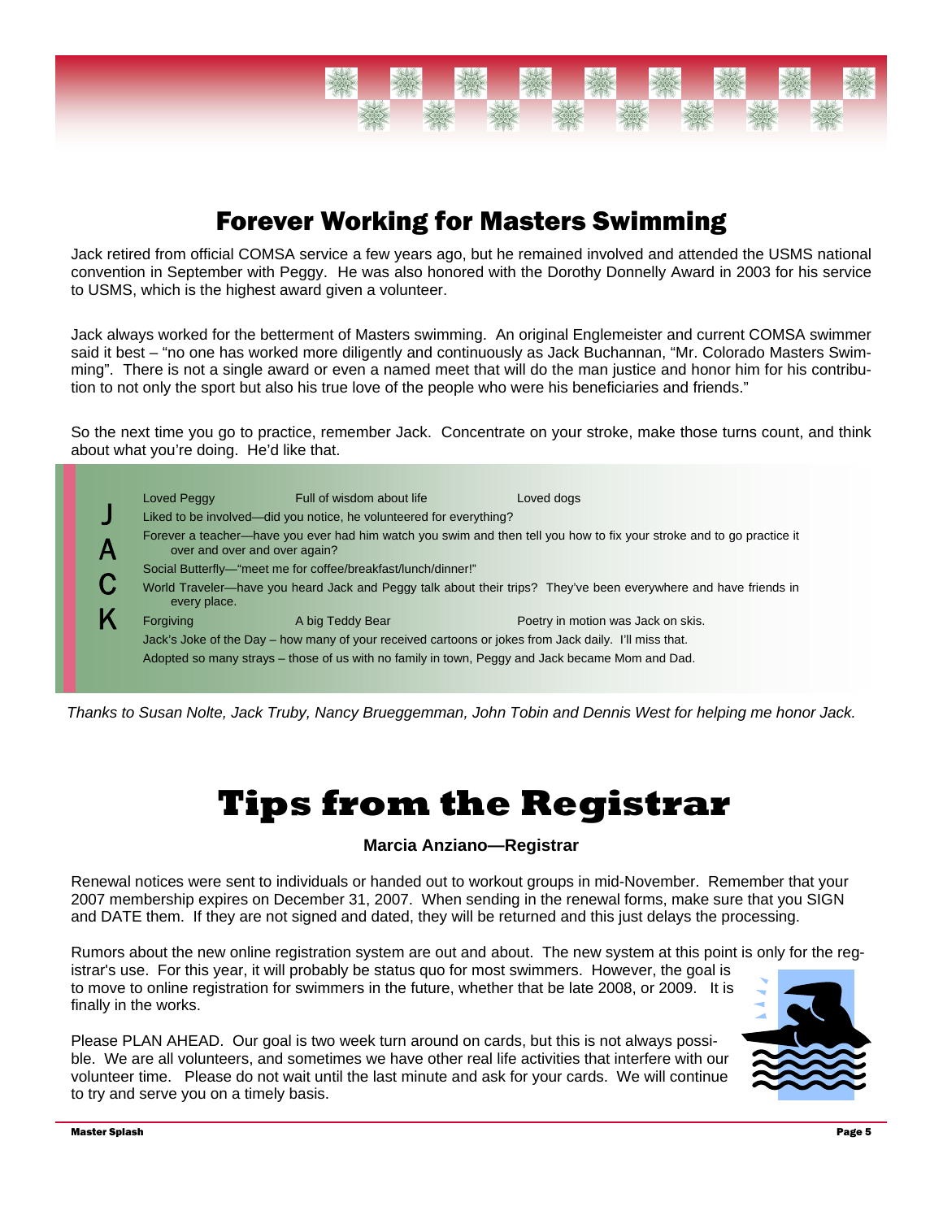## Forever Working for Masters Swimming

Jack retired from official COMSA service a few years ago, but he remained involved and attended the USMS national convention in September with Peggy. He was also honored with the Dorothy Donnelly Award in 2003 for his service to USMS, which is the highest award given a volunteer.

Jack always worked for the betterment of Masters swimming. An original Englemeister and current COMSA swimmer said it best – "no one has worked more diligently and continuously as Jack Buchannan, "Mr. Colorado Masters Swimming". There is not a single award or even a named meet that will do the man justice and honor him for his contribution to not only the sport but also his true love of the people who were his beneficiaries and friends."

So the next time you go to practice, remember Jack. Concentrate on your stroke, make those turns count, and think about what you're doing. He'd like that.

**J A C K**

Loved Peggy — Full of wisdom about life — Loved dogs

Liked to be involved—did you notice, he volunteered for everything?

Forever a teacher—have you ever had him watch you swim and then tell you how to fix your stroke and to go practice it over and over and over again?

Social Butterfly—"meet me for coffee/breakfast/lunch/dinner!"

World Traveler—have you heard Jack and Peggy talk about their trips? They've been everywhere and have friends in every place.

Forgiving — A big Teddy Bear — Poetry in motion was Jack on skis.

Jack's Joke of the Day – how many of your received cartoons or jokes from Jack daily. I'll miss that.

Adopted so many strays – those of us with no family in town, Peggy and Jack became Mom and Dad.

*Thanks to Susan Nolte, Jack Truby, Nancy Brueggemman, John Tobin and Dennis West for helping me honor Jack.*

# Tips from the Registrar

**Marcia Anziano—Registrar**

Renewal notices were sent to individuals or handed out to workout groups in mid-November. Remember that your 2007 membership expires on December 31, 2007. When sending in the renewal forms, make sure that you SIGN and DATE them. If they are not signed and dated, they will be returned and this just delays the processing.

Rumors about the new online registration system are out and about. The new system at this point is only for the registrar's use. For this year, it will probably be status quo for most swimmers. However, the goal is to move to online registration for swimmers in the future, whether that be late 2008, or 2009. It is finally in the works.

Please PLAN AHEAD. Our goal is two week turn around on cards, but this is not always possible. We are all volunteers, and sometimes we have other real life activities that interfere with our volunteer time. Please do not wait until the last minute and ask for your cards. We will continue to try and serve you on a timely basis.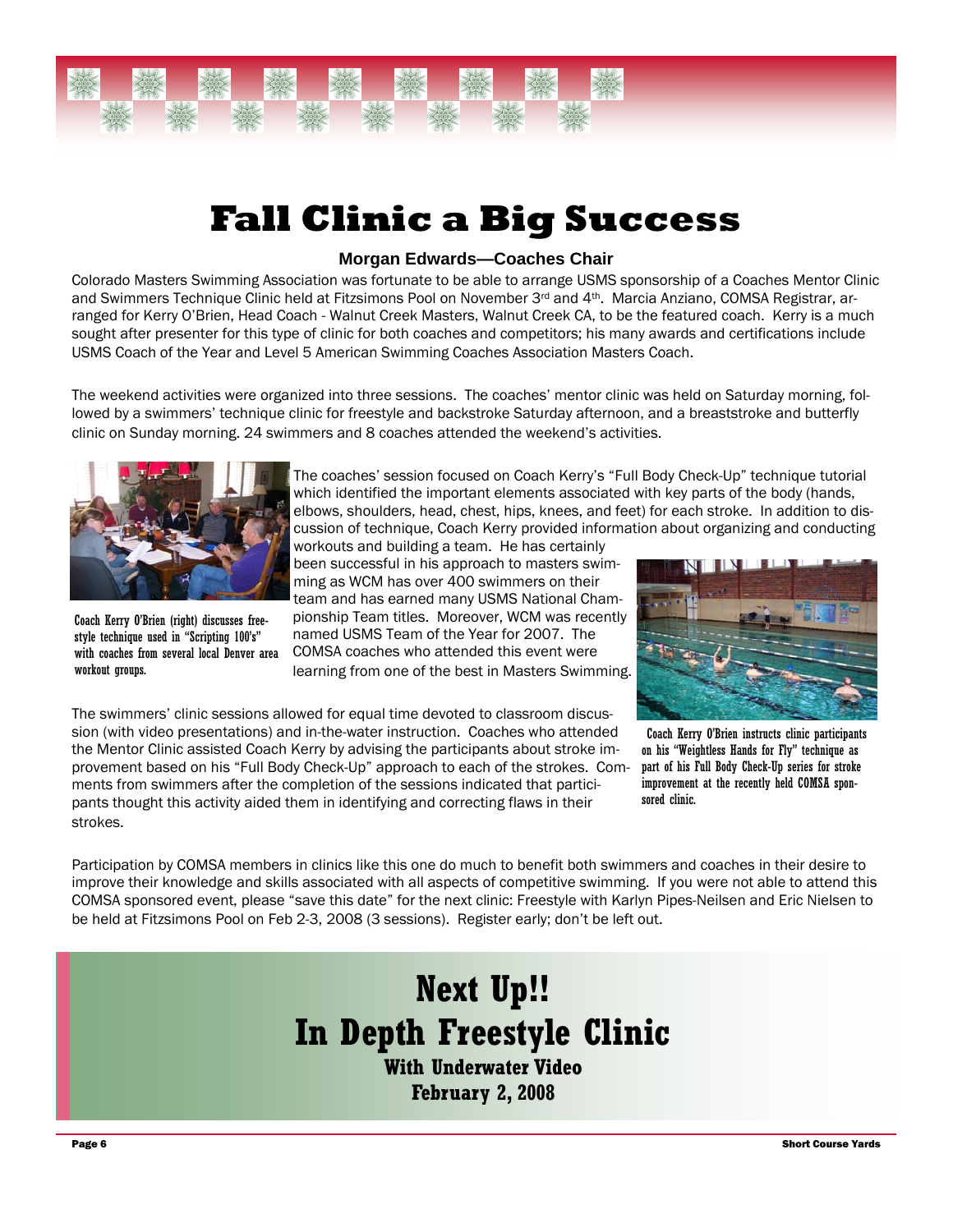# Fall Clinic a Big Success

**Morgan Edwards—Coaches Chair**

Colorado Masters Swimming Association was fortunate to be able to arrange USMS sponsorship of a Coaches Mentor Clinic and Swimmers Technique Clinic held at Fitzsimons Pool on November 3rd and 4th. Marcia Anziano, COMSA Registrar, arranged for Kerry O'Brien, Head Coach - Walnut Creek Masters, Walnut Creek CA, to be the featured coach. Kerry is a much sought after presenter for this type of clinic for both coaches and competitors; his many awards and certifications include USMS Coach of the Year and Level 5 American Swimming Coaches Association Masters Coach.

The weekend activities were organized into three sessions. The coaches' mentor clinic was held on Saturday morning, followed by a swimmers' technique clinic for freestyle and backstroke Saturday afternoon, and a breaststroke and butterfly clinic on Sunday morning. 24 swimmers and 8 coaches attended the weekend's activities.

Coach Kerry O'Brien (right) discusses freestyle technique used in "Scripting 100's" with coaches from several local Denver area workout groups.

The coaches' session focused on Coach Kerry's "Full Body Check-Up" technique tutorial which identified the important elements associated with key parts of the body (hands, elbows, shoulders, head, chest, hips, knees, and feet) for each stroke. In addition to discussion of technique, Coach Kerry provided information about organizing and conducting workouts and building a team. He has certainly been successful in his approach to masters swimming as WCM has over 400 swimmers on their team and has earned many USMS National Championship Team titles. Moreover, WCM was recently named USMS Team of the Year for 2007. The COMSA coaches who attended this event were learning from one of the best in Masters Swimming.

The swimmers' clinic sessions allowed for equal time devoted to classroom discussion (with video presentations) and in-the-water instruction. Coaches who attended the Mentor Clinic assisted Coach Kerry by advising the participants about stroke improvement based on his "Full Body Check-Up" approach to each of the strokes. Comments from swimmers after the completion of the sessions indicated that participants thought this activity aided them in identifying and correcting flaws in their strokes.

Coach Kerry O'Brien instructs clinic participants on his "Weightless Hands for Fly" technique as part of his Full Body Check-Up series for stroke improvement at the recently held COMSA sponsored clinic.

Participation by COMSA members in clinics like this one do much to benefit both swimmers and coaches in their desire to improve their knowledge and skills associated with all aspects of competitive swimming. If you were not able to attend this COMSA sponsored event, please "save this date" for the next clinic: Freestyle with Karlyn Pipes-Neilsen and Eric Nielsen to be held at Fitzsimons Pool on Feb 2-3, 2008 (3 sessions). Register early; don't be left out.

## Next Up!!
## In Depth Freestyle Clinic

**With Underwater Video**

**February 2, 2008**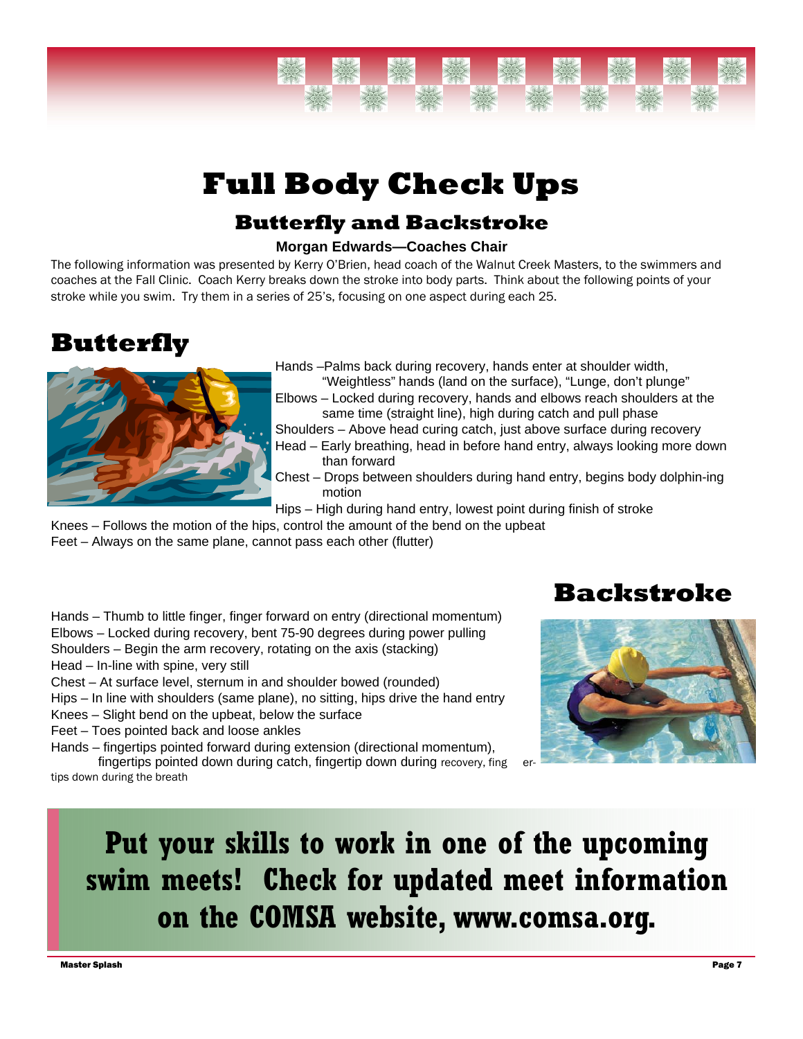# Full Body Check Ups

## Butterfly and Backstroke

**Morgan Edwards—Coaches Chair**

The following information was presented by Kerry O'Brien, head coach of the Walnut Creek Masters, to the swimmers and coaches at the Fall Clinic. Coach Kerry breaks down the stroke into body parts. Think about the following points of your stroke while you swim. Try them in a series of 25's, focusing on one aspect during each 25.

## Butterfly

Hands –Palms back during recovery, hands enter at shoulder width, "Weightless" hands (land on the surface), "Lunge, don't plunge"
Elbows – Locked during recovery, hands and elbows reach shoulders at the same time (straight line), high during catch and pull phase
Shoulders – Above head curing catch, just above surface during recovery
Head – Early breathing, head in before hand entry, always looking more down than forward
Chest – Drops between shoulders during hand entry, begins body dolphin-ing motion
Hips – High during hand entry, lowest point during finish of stroke
Knees – Follows the motion of the hips, control the amount of the bend on the upbeat
Feet – Always on the same plane, cannot pass each other (flutter)

## Backstroke

Hands – Thumb to little finger, finger forward on entry (directional momentum)
Elbows – Locked during recovery, bent 75-90 degrees during power pulling
Shoulders – Begin the arm recovery, rotating on the axis (stacking)
Head – In-line with spine, very still
Chest – At surface level, sternum in and shoulder bowed (rounded)
Hips – In line with shoulders (same plane), no sitting, hips drive the hand entry
Knees – Slight bend on the upbeat, below the surface
Feet – Toes pointed back and loose ankles
Hands – fingertips pointed forward during extension (directional momentum), fingertips pointed down during catch, fingertip down during recovery, fingertips down during the breath

**Put your skills to work in one of the upcoming swim meets! Check for updated meet information on the COMSA website, www.comsa.org.**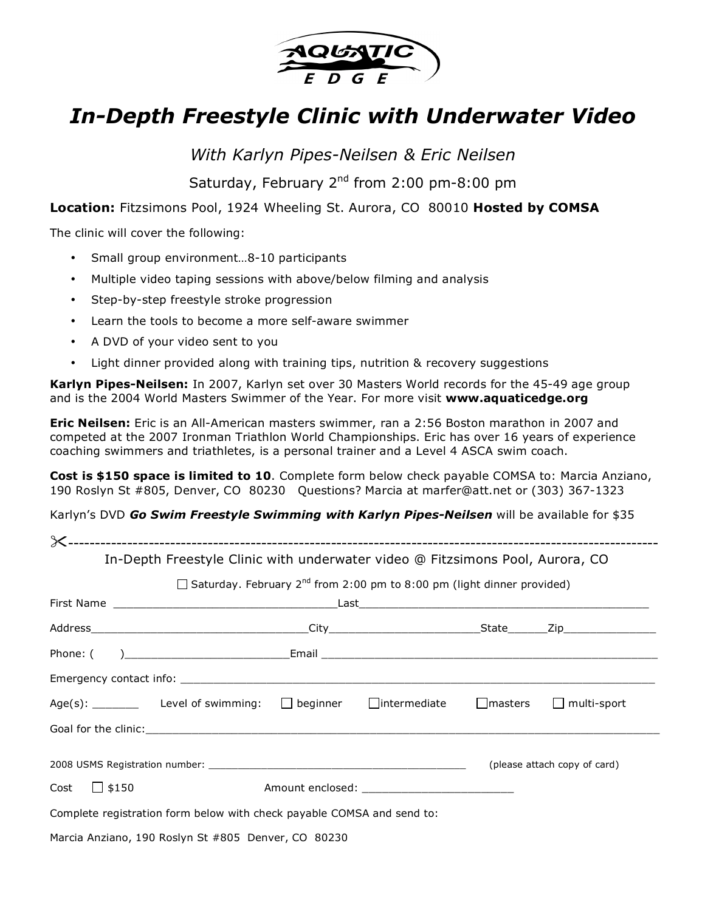AQUATIC EDGE

# *In-Depth Freestyle Clinic with Underwater Video*

*With Karlyn Pipes-Neilsen & Eric Neilsen*

Saturday, February 2nd from 2:00 pm-8:00 pm

**Location:** Fitzsimons Pool, 1924 Wheeling St. Aurora, CO 80010 **Hosted by COMSA**

The clinic will cover the following:

- Small group environment…8-10 participants
- Multiple video taping sessions with above/below filming and analysis
- Step-by-step freestyle stroke progression
- Learn the tools to become a more self-aware swimmer
- A DVD of your video sent to you
- Light dinner provided along with training tips, nutrition & recovery suggestions

**Karlyn Pipes-Neilsen:** In 2007, Karlyn set over 30 Masters World records for the 45-49 age group and is the 2004 World Masters Swimmer of the Year. For more visit **www.aquaticedge.org**

**Eric Neilsen:** Eric is an All-American masters swimmer, ran a 2:56 Boston marathon in 2007 and competed at the 2007 Ironman Triathlon World Championships. Eric has over 16 years of experience coaching swimmers and triathletes, is a personal trainer and a Level 4 ASCA swim coach.

**Cost is $150 space is limited to 10**. Complete form below check payable COMSA to: Marcia Anziano, 190 Roslyn St #805, Denver, CO 80230 Questions? Marcia at marfer@att.net or (303) 367-1323

Karlyn's DVD ***Go Swim Freestyle Swimming with Karlyn Pipes-Neilsen*** will be available for $35

✂------------------------------------------------------------------------------------------------------------

In-Depth Freestyle Clinic with underwater video @ Fitzsimons Pool, Aurora, CO

☐ Saturday. February 2nd from 2:00 pm to 8:00 pm (light dinner provided)

First Name ________________________________ Last ________________________________________

Address________________________________ City______________________ State______ Zip______________

Phone: (     )________________________ Email ________________________________________________

Emergency contact info: ____________________________________________________________________

Age(s): _______ Level of swimming: ☐ beginner ☐ intermediate ☐ masters ☐ multi-sport

Goal for the clinic:_________________________________________________________________________

2008 USMS Registration number: ________________________________________ (please attach copy of card)

Cost ☐ $150 Amount enclosed: ______________________

Complete registration form below with check payable COMSA and send to:

Marcia Anziano, 190 Roslyn St #805 Denver, CO 80230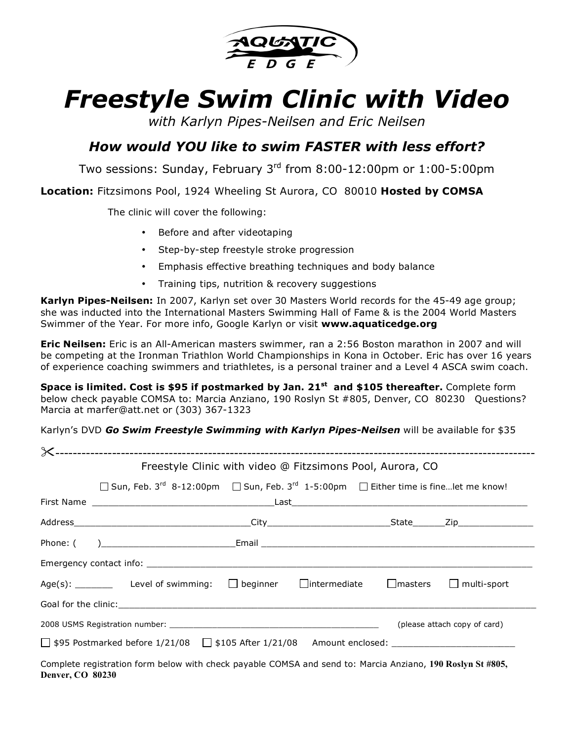AQUATIC EDGE

# *Freestyle Swim Clinic with Video*

*with Karlyn Pipes-Neilsen and Eric Neilsen*

### *How would YOU like to swim FASTER with less effort?*

Two sessions: Sunday, February 3rd from 8:00-12:00pm or 1:00-5:00pm

**Location:** Fitzsimons Pool, 1924 Wheeling St Aurora, CO 80010 **Hosted by COMSA**

The clinic will cover the following:

- Before and after videotaping
- Step-by-step freestyle stroke progression
- Emphasis effective breathing techniques and body balance
- Training tips, nutrition & recovery suggestions

**Karlyn Pipes-Neilsen:** In 2007, Karlyn set over 30 Masters World records for the 45-49 age group; she was inducted into the International Masters Swimming Hall of Fame & is the 2004 World Masters Swimmer of the Year. For more info, Google Karlyn or visit **www.aquaticedge.org**

**Eric Neilsen:** Eric is an All-American masters swimmer, ran a 2:56 Boston marathon in 2007 and will be competing at the Ironman Triathlon World Championships in Kona in October. Eric has over 16 years of experience coaching swimmers and triathletes, is a personal trainer and a Level 4 ASCA swim coach.

**Space is limited. Cost is $95 if postmarked by Jan. 21st and $105 thereafter.** Complete form below check payable COMSA to: Marcia Anziano, 190 Roslyn St #805, Denver, CO 80230 Questions? Marcia at marfer@att.net or (303) 367-1323

Karlyn's DVD ***Go Swim Freestyle Swimming with Karlyn Pipes-Neilsen*** will be available for $35

✂-----------------------------------------------------------------------------------------------

Freestyle Clinic with video @ Fitzsimons Pool, Aurora, CO

☐ Sun, Feb. 3rd 8-12:00pm ☐ Sun, Feb. 3rd 1-5:00pm ☐ Either time is fine…let me know!

First Name ______________________________ Last ______________________________________

Address______________________________City____________________State______Zip_____________

Phone: ( )______________________Email ______________________________________________

Emergency contact info: ______________________________________________________________

Age(s): _______ Level of swimming: ☐ beginner ☐ intermediate ☐ masters ☐ multi-sport

Goal for the clinic:__________________________________________________________________

2008 USMS Registration number: ______________________________________ (please attach copy of card)

☐ $95 Postmarked before 1/21/08 ☐ $105 After 1/21/08 Amount enclosed: _____________________

Complete registration form below with check payable COMSA and send to: Marcia Anziano, **190 Roslyn St #805, Denver, CO 80230**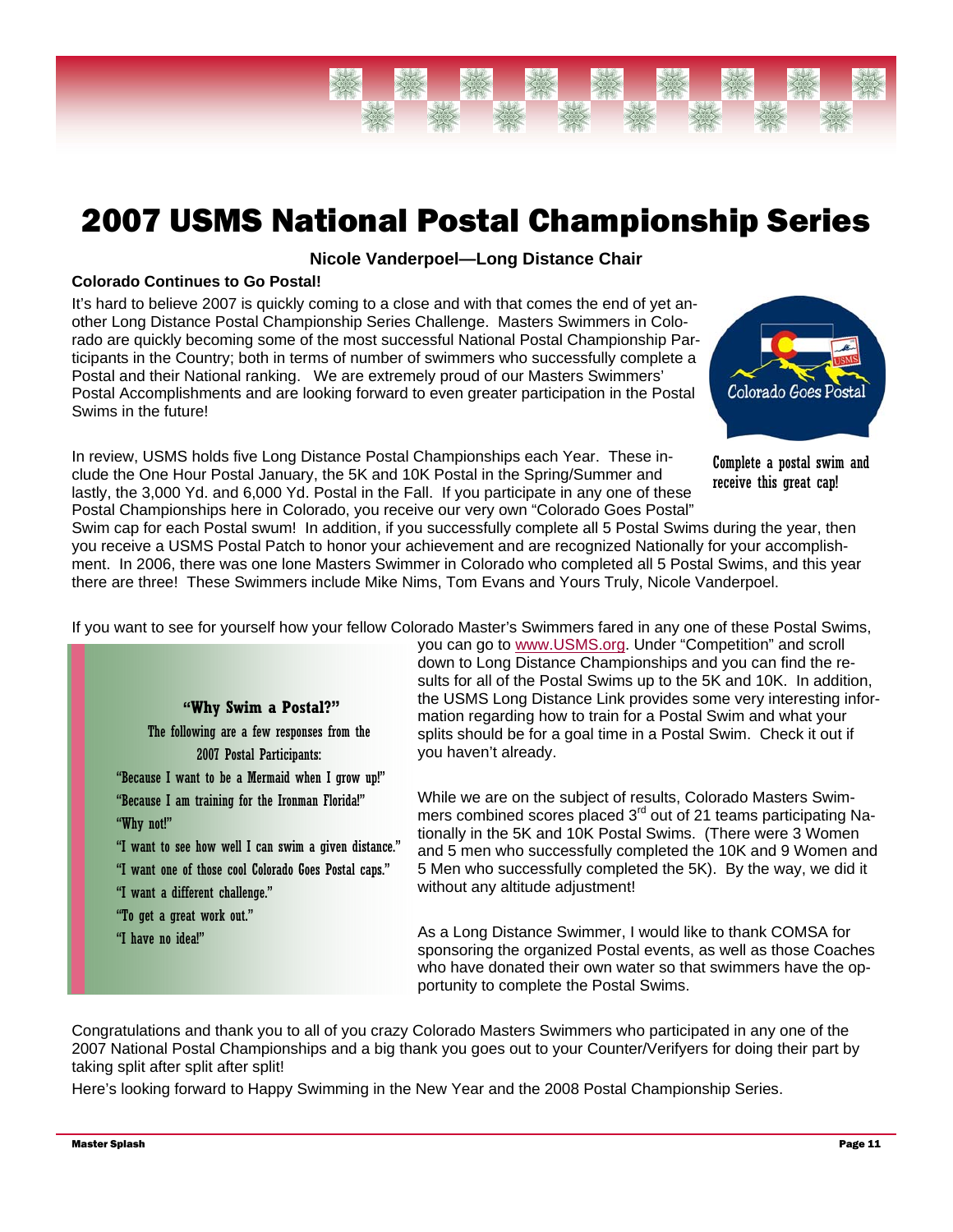# 2007 USMS National Postal Championship Series

**Nicole Vanderpoel—Long Distance Chair**

**Colorado Continues to Go Postal!**

It's hard to believe 2007 is quickly coming to a close and with that comes the end of yet another Long Distance Postal Championship Series Challenge. Masters Swimmers in Colorado are quickly becoming some of the most successful National Postal Championship Participants in the Country; both in terms of number of swimmers who successfully complete a Postal and their National ranking. We are extremely proud of our Masters Swimmers' Postal Accomplishments and are looking forward to even greater participation in the Postal Swims in the future!

Complete a postal swim and receive this great cap!

In review, USMS holds five Long Distance Postal Championships each Year. These include the One Hour Postal January, the 5K and 10K Postal in the Spring/Summer and lastly, the 3,000 Yd. and 6,000 Yd. Postal in the Fall. If you participate in any one of these Postal Championships here in Colorado, you receive our very own "Colorado Goes Postal" Swim cap for each Postal swum! In addition, if you successfully complete all 5 Postal Swims during the year, then you receive a USMS Postal Patch to honor your achievement and are recognized Nationally for your accomplishment. In 2006, there was one lone Masters Swimmer in Colorado who completed all 5 Postal Swims, and this year there are three! These Swimmers include Mike Nims, Tom Evans and Yours Truly, Nicole Vanderpoel.

If you want to see for yourself how your fellow Colorado Master's Swimmers fared in any one of these Postal Swims, you can go to www.USMS.org. Under "Competition" and scroll down to Long Distance Championships and you can find the results for all of the Postal Swims up to the 5K and 10K. In addition, the USMS Long Distance Link provides some very interesting information regarding how to train for a Postal Swim and what your splits should be for a goal time in a Postal Swim. Check it out if you haven't already.

While we are on the subject of results, Colorado Masters Swimmers combined scores placed 3rd out of 21 teams participating Nationally in the 5K and 10K Postal Swims. (There were 3 Women and 5 men who successfully completed the 10K and 9 Women and 5 Men who successfully completed the 5K). By the way, we did it without any altitude adjustment!

As a Long Distance Swimmer, I would like to thank COMSA for sponsoring the organized Postal events, as well as those Coaches who have donated their own water so that swimmers have the opportunity to complete the Postal Swims.

> **"Why Swim a Postal?"**
>
> The following are a few responses from the 2007 Postal Participants:
>
> "Because I want to be a Mermaid when I grow up!"
> "Because I am training for the Ironman Florida!"
> "Why not!"
> "I want to see how well I can swim a given distance."
> "I want one of those cool Colorado Goes Postal caps."
> "I want a different challenge."
> "To get a great work out."
> "I have no idea!"

Congratulations and thank you to all of you crazy Colorado Masters Swimmers who participated in any one of the 2007 National Postal Championships and a big thank you goes out to your Counter/Verifyers for doing their part by taking split after split after split!

Here's looking forward to Happy Swimming in the New Year and the 2008 Postal Championship Series.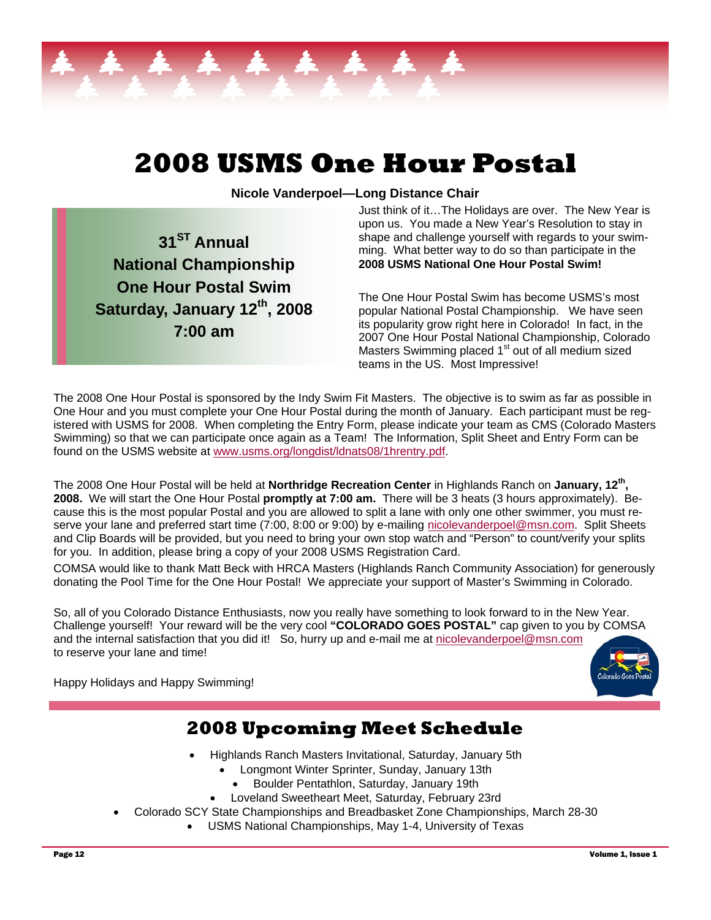# 2008 USMS One Hour Postal

**Nicole Vanderpoel—Long Distance Chair**

**31[ST] Annual**
**National Championship**
**One Hour Postal Swim**
**Saturday, January 12[th], 2008**
**7:00 am**

Just think of it…The Holidays are over. The New Year is upon us. You made a New Year's Resolution to stay in shape and challenge yourself with regards to your swimming. What better way to do so than participate in the **2008 USMS National One Hour Postal Swim!**

The One Hour Postal Swim has become USMS's most popular National Postal Championship. We have seen its popularity grow right here in Colorado! In fact, in the 2007 One Hour Postal National Championship, Colorado Masters Swimming placed 1[st] out of all medium sized teams in the US. Most Impressive!

The 2008 One Hour Postal is sponsored by the Indy Swim Fit Masters. The objective is to swim as far as possible in One Hour and you must complete your One Hour Postal during the month of January. Each participant must be registered with USMS for 2008. When completing the Entry Form, please indicate your team as CMS (Colorado Masters Swimming) so that we can participate once again as a Team! The Information, Split Sheet and Entry Form can be found on the USMS website at www.usms.org/longdist/ldnats08/1hrentry.pdf.

The 2008 One Hour Postal will be held at **Northridge Recreation Center** in Highlands Ranch on **January, 12[th], 2008.** We will start the One Hour Postal **promptly at 7:00 am.** There will be 3 heats (3 hours approximately). Because this is the most popular Postal and you are allowed to split a lane with only one other swimmer, you must reserve your lane and preferred start time (7:00, 8:00 or 9:00) by e-mailing nicolevanderpoel@msn.com. Split Sheets and Clip Boards will be provided, but you need to bring your own stop watch and "Person" to count/verify your splits for you. In addition, please bring a copy of your 2008 USMS Registration Card.

COMSA would like to thank Matt Beck with HRCA Masters (Highlands Ranch Community Association) for generously donating the Pool Time for the One Hour Postal! We appreciate your support of Master's Swimming in Colorado.

So, all of you Colorado Distance Enthusiasts, now you really have something to look forward to in the New Year. Challenge yourself! Your reward will be the very cool **"COLORADO GOES POSTAL"** cap given to you by COMSA and the internal satisfaction that you did it! So, hurry up and e-mail me at nicolevanderpoel@msn.com to reserve your lane and time!

Happy Holidays and Happy Swimming!

## 2008 Upcoming Meet Schedule

- Highlands Ranch Masters Invitational, Saturday, January 5th
- Longmont Winter Sprinter, Sunday, January 13th
- Boulder Pentathlon, Saturday, January 19th
- Loveland Sweetheart Meet, Saturday, February 23rd
- Colorado SCY State Championships and Breadbasket Zone Championships, March 28-30
- USMS National Championships, May 1-4, University of Texas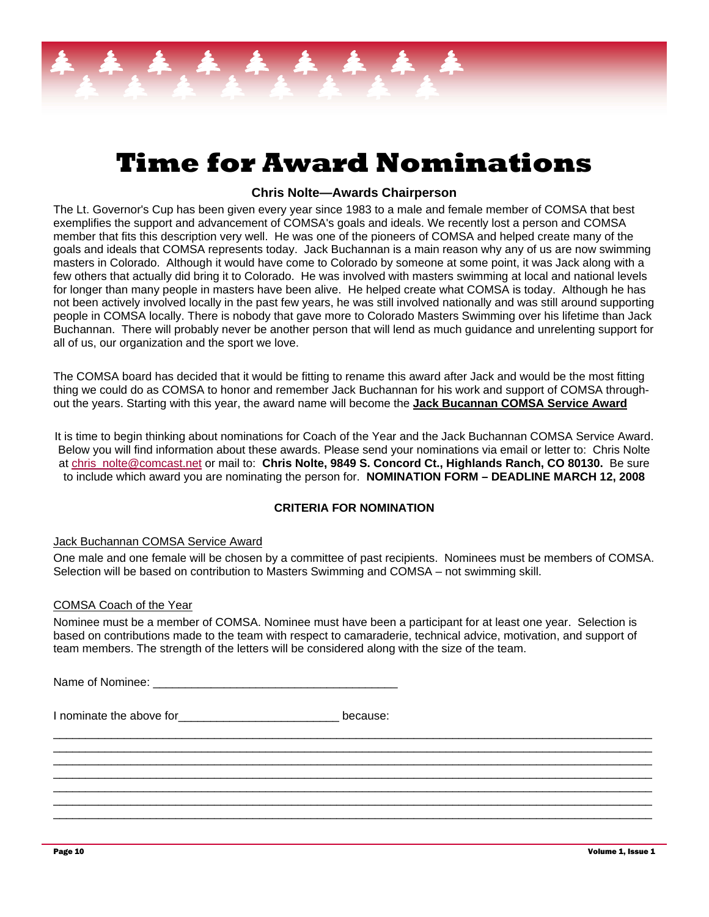# Time for Award Nominations

**Chris Nolte—Awards Chairperson**

The Lt. Governor's Cup has been given every year since 1983 to a male and female member of COMSA that best exemplifies the support and advancement of COMSA's goals and ideals. We recently lost a person and COMSA member that fits this description very well. He was one of the pioneers of COMSA and helped create many of the goals and ideals that COMSA represents today. Jack Buchannan is a main reason why any of us are now swimming masters in Colorado. Although it would have come to Colorado by someone at some point, it was Jack along with a few others that actually did bring it to Colorado. He was involved with masters swimming at local and national levels for longer than many people in masters have been alive. He helped create what COMSA is today. Although he has not been actively involved locally in the past few years, he was still involved nationally and was still around supporting people in COMSA locally. There is nobody that gave more to Colorado Masters Swimming over his lifetime than Jack Buchannan. There will probably never be another person that will lend as much guidance and unrelenting support for all of us, our organization and the sport we love.

The COMSA board has decided that it would be fitting to rename this award after Jack and would be the most fitting thing we could do as COMSA to honor and remember Jack Buchannan for his work and support of COMSA throughout the years. Starting with this year, the award name will become the **Jack Bucannan COMSA Service Award**

It is time to begin thinking about nominations for Coach of the Year and the Jack Buchannan COMSA Service Award. Below you will find information about these awards. Please send your nominations via email or letter to: Chris Nolte at chris_nolte@comcast.net or mail to: **Chris Nolte, 9849 S. Concord Ct., Highlands Ranch, CO 80130.** Be sure to include which award you are nominating the person for. **NOMINATION FORM – DEADLINE MARCH 12, 2008**

**CRITERIA FOR NOMINATION**

Jack Buchannan COMSA Service Award

One male and one female will be chosen by a committee of past recipients. Nominees must be members of COMSA. Selection will be based on contribution to Masters Swimming and COMSA – not swimming skill.

COMSA Coach of the Year

Nominee must be a member of COMSA. Nominee must have been a participant for at least one year. Selection is based on contributions made to the team with respect to camaraderie, technical advice, motivation, and support of team members. The strength of the letters will be considered along with the size of the team.

Name of Nominee: ______________________________________

I nominate the above for________________________ because:

_______________________________________________________________________________________
_______________________________________________________________________________________
_______________________________________________________________________________________
_______________________________________________________________________________________
_______________________________________________________________________________________
_______________________________________________________________________________________
_______________________________________________________________________________________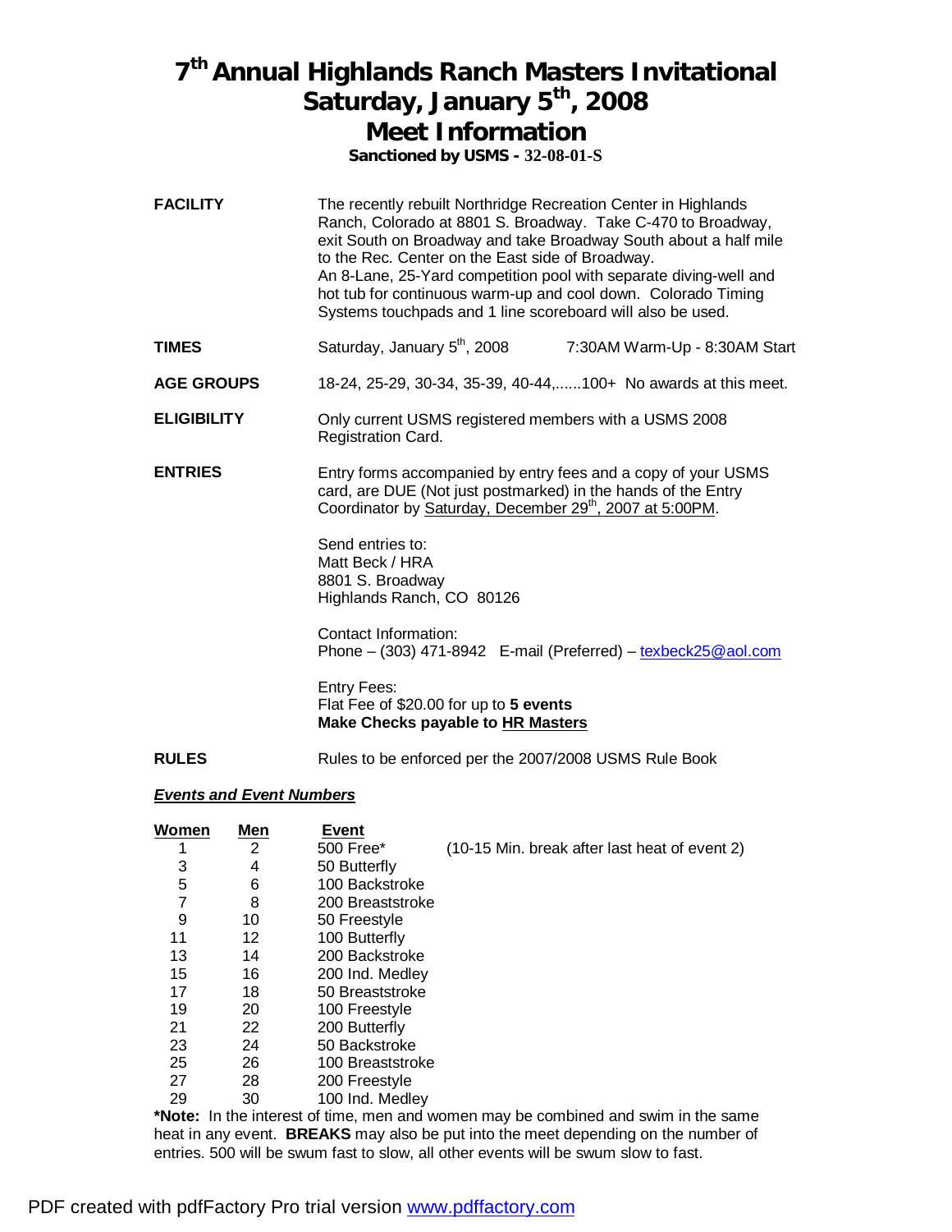# 7th Annual Highlands Ranch Masters Invitational
# Saturday, January 5th, 2008
# Meet Information

**Sanctioned by USMS - 32-08-01-S**

**FACILITY**

The recently rebuilt Northridge Recreation Center in Highlands Ranch, Colorado at 8801 S. Broadway. Take C-470 to Broadway, exit South on Broadway and take Broadway South about a half mile to the Rec. Center on the East side of Broadway.
An 8-Lane, 25-Yard competition pool with separate diving-well and hot tub for continuous warm-up and cool down. Colorado Timing Systems touchpads and 1 line scoreboard will also be used.

**TIMES**

Saturday, January 5th, 2008 — 7:30AM Warm-Up - 8:30AM Start

**AGE GROUPS**

18-24, 25-29, 30-34, 35-39, 40-44,......100+ No awards at this meet.

**ELIGIBILITY**

Only current USMS registered members with a USMS 2008 Registration Card.

**ENTRIES**

Entry forms accompanied by entry fees and a copy of your USMS card, are DUE (Not just postmarked) in the hands of the Entry Coordinator by Saturday, December 29th, 2007 at 5:00PM.

Send entries to:
Matt Beck / HRA
8801 S. Broadway
Highlands Ranch, CO 80126

Contact Information:
Phone – (303) 471-8942 E-mail (Preferred) – texbeck25@aol.com

Entry Fees:
Flat Fee of $20.00 for up to **5 events**
**Make Checks payable to HR Masters**

**RULES**

Rules to be enforced per the 2007/2008 USMS Rule Book

***Events and Event Numbers***

| Women | Men | Event | |
|---|---|---|---|
| 1 | 2 | 500 Free* | (10-15 Min. break after last heat of event 2) |
| 3 | 4 | 50 Butterfly | |
| 5 | 6 | 100 Backstroke | |
| 7 | 8 | 200 Breaststroke | |
| 9 | 10 | 50 Freestyle | |
| 11 | 12 | 100 Butterfly | |
| 13 | 14 | 200 Backstroke | |
| 15 | 16 | 200 Ind. Medley | |
| 17 | 18 | 50 Breaststroke | |
| 19 | 20 | 100 Freestyle | |
| 21 | 22 | 200 Butterfly | |
| 23 | 24 | 50 Backstroke | |
| 25 | 26 | 100 Breaststroke | |
| 27 | 28 | 200 Freestyle | |
| 29 | 30 | 100 Ind. Medley | |

***Note:** In the interest of time, men and women may be combined and swim in the same heat in any event. **BREAKS** may also be put into the meet depending on the number of entries. 500 will be swum fast to slow, all other events will be swum slow to fast.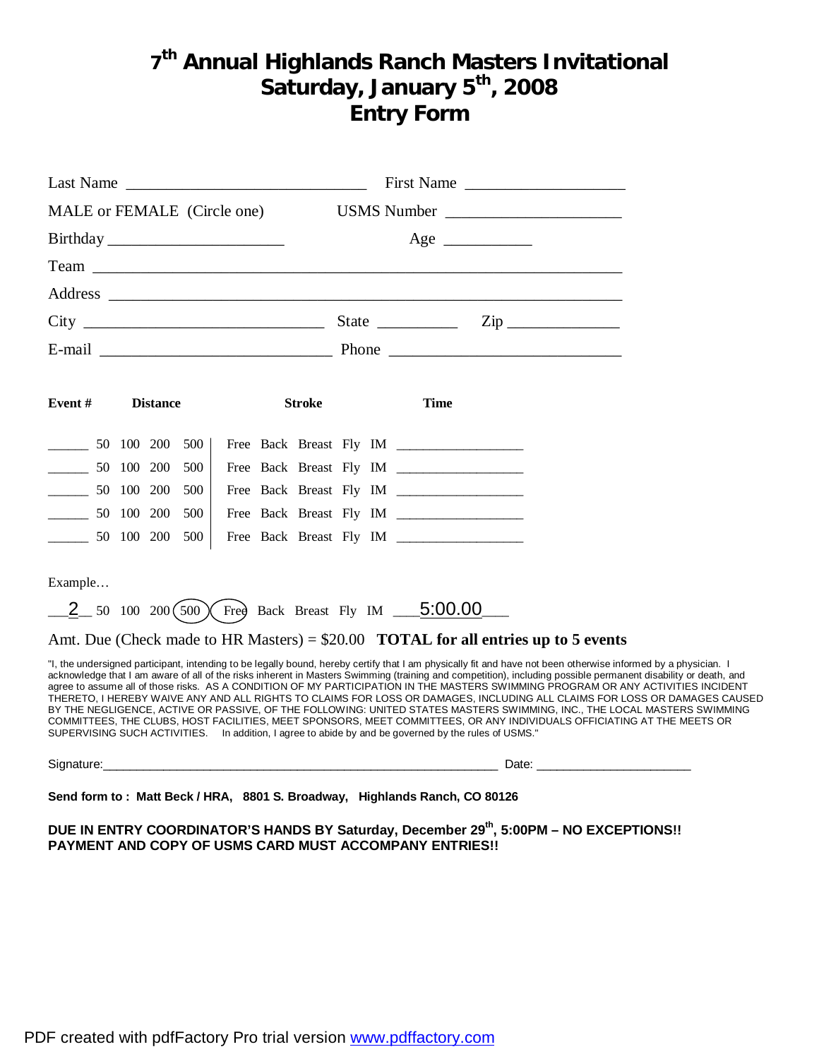# 7th Annual Highlands Ranch Masters Invitational
# Saturday, January 5th, 2008
# Entry Form

Last Name ______________________________ First Name ____________________

MALE or FEMALE (Circle one) USMS Number ______________________

Birthday ______________________ Age ___________

Team ____________________________________________________________________

Address __________________________________________________________________

City ______________________________ State __________ Zip ______________

E-mail _____________________________ Phone _____________________________

| **Event #** | **Distance** | **Stroke** | **Time** |
|---|---|---|---|
| ______ | 50 100 200 500 | Free Back Breast Fly IM | _________________ |
| ______ | 50 100 200 500 | Free Back Breast Fly IM | _________________ |
| ______ | 50 100 200 500 | Free Back Breast Fly IM | _________________ |
| ______ | 50 100 200 500 | Free Back Breast Fly IM | _________________ |
| ______ | 50 100 200 500 | Free Back Breast Fly IM | _________________ |

Example…

__2__ 50 100 200 (500) (Free) Back Breast Fly IM ___5:00.00___

Amt. Due (Check made to HR Masters) = $20.00 **TOTAL for all entries up to 5 events**

"I, the undersigned participant, intending to be legally bound, hereby certify that I am physically fit and have not been otherwise informed by a physician. I acknowledge that I am aware of all of the risks inherent in Masters Swimming (training and competition), including possible permanent disability or death, and agree to assume all of those risks. AS A CONDITION OF MY PARTICIPATION IN THE MASTERS SWIMMING PROGRAM OR ANY ACTIVITIES INCIDENT THERETO, I HEREBY WAIVE ANY AND ALL RIGHTS TO CLAIMS FOR LOSS OR DAMAGES, INCLUDING ALL CLAIMS FOR LOSS OR DAMAGES CAUSED BY THE NEGLIGENCE, ACTIVE OR PASSIVE, OF THE FOLLOWING: UNITED STATES MASTERS SWIMMING, INC., THE LOCAL MASTERS SWIMMING COMMITTEES, THE CLUBS, HOST FACILITIES, MEET SPONSORS, MEET COMMITTEES, OR ANY INDIVIDUALS OFFICIATING AT THE MEETS OR SUPERVISING SUCH ACTIVITIES. In addition, I agree to abide by and be governed by the rules of USMS."

Signature:___________________________________________________________ Date: ______________________

**Send form to : Matt Beck / HRA, 8801 S. Broadway, Highlands Ranch, CO 80126**

**DUE IN ENTRY COORDINATOR'S HANDS BY Saturday, December 29th, 5:00PM – NO EXCEPTIONS!!**
**PAYMENT AND COPY OF USMS CARD MUST ACCOMPANY ENTRIES!!**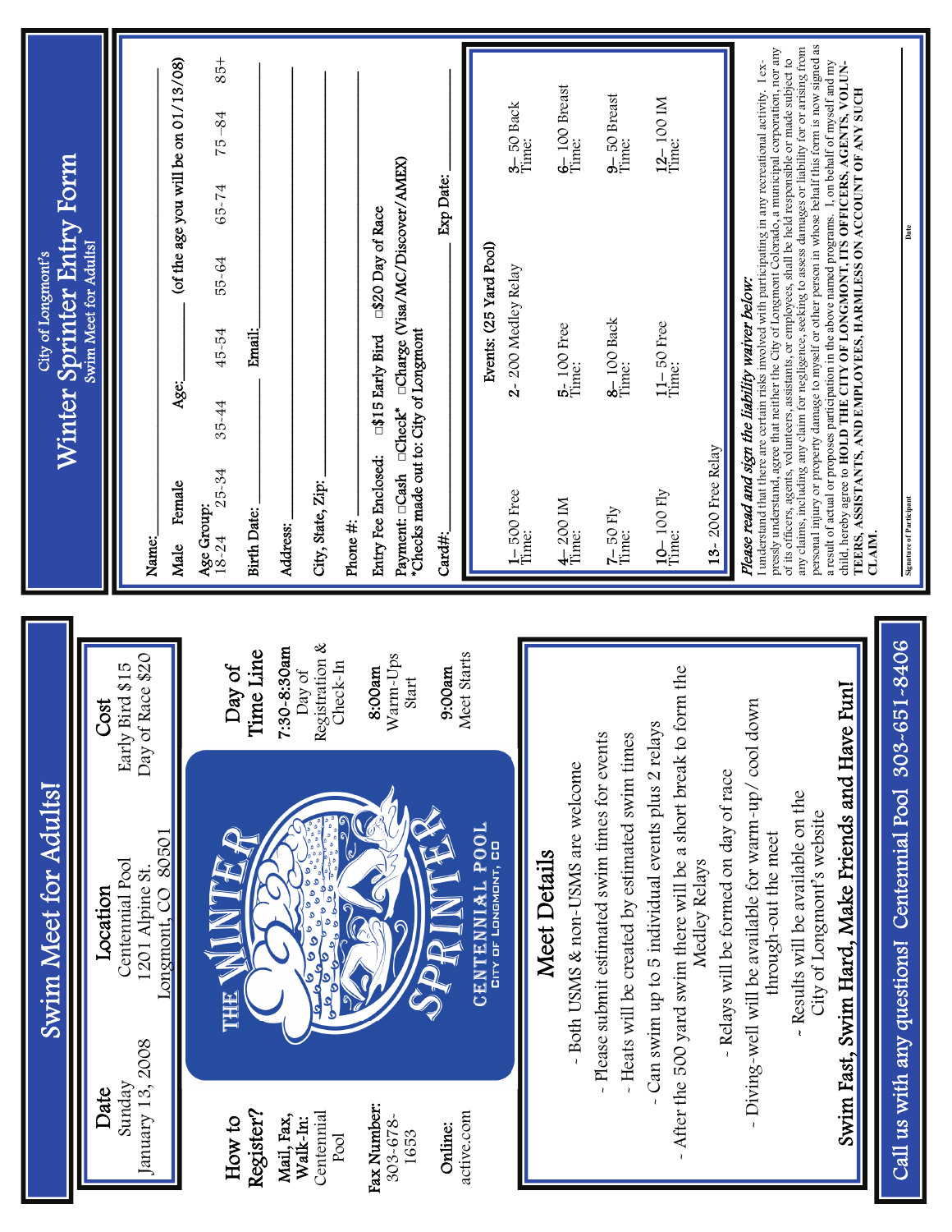# Swim Meet for Adults!

| Date | Location | Cost |
|---|---|---|
| Sunday<br>January 13, 2008 | Centennial Pool<br>1201 Alpine St.<br>Longmont, CO 80501 | Early Bird $15<br>Day of Race $20 |

## How to Register?

**Mail, Fax, Walk-In:** Centennial Pool

**Fax Number:** 303-678-1653

**Online:** active.com

THE WINTER SPRINTER
CENTENNIAL POOL
CITY OF LONGMONT, CO

## Day of Time Line

**7:30-8:30am** Day of Registration & Check-In

**8:00am** Warm-Ups Start

**9:00am** Meet Starts

## Meet Details

- Both USMS & non-USMS are welcome
- Please submit estimated swim times for events
- Heats will be created by estimated swim times
- Can swim up to 5 individual events plus 2 relays
- After the 500 yard swim there will be a short break to form the Medley Relays
- Relays will be formed on day of race
- Diving-well will be available for warm-up/ cool down through-out the meet
- Results will be available on the City of Longmont's website

**Swim Fast, Swim Hard, Make Friends and Have Fun!**

Call us with any questions! Centennial Pool 303-651-8406

---

City of Longmont's

# Winter Sprinter Entry Form

Swim Meet for Adults!

Name: ____________________

Male Female Age: ______ (of the age you will be on 01/13/08)

Age Group:
18-24 25-34 35-44 45-54 55-64 65-74 75-84 85+

Birth Date: __________ Email: __________

Address: ____________________

City, State, Zip: ____________________

Phone #: ____________________

Entry Fee Enclosed: □$15 Early Bird □$20 Day of Race

Payment: □Cash □Check* □Charge (Visa/MC/Discover/AMEX)
*Checks made out to: City of Longmont

Card#: __________ Exp Date: __________

### Events: (25 Yard Pool)

| | | |
|---|---|---|
| 1- 500 Free<br>Time: | 2- 200 Medley Relay | 3- 50 Back<br>Time: |
| 4- 200 IM<br>Time: | 5- 100 Free<br>Time: | 6- 100 Breast<br>Time: |
| 7- 50 Fly<br>Time: | 8- 100 Back<br>Time: | 9- 50 Breast<br>Time: |
| 10- 100 Fly<br>Time: | 11- 50 Free<br>Time: | 12- 100 IM<br>Time: |
| 13- 200 Free Relay | | |

***Please read and sign the liability waiver below:***

I understand that there are certain risks involved with participating in any recreational activity. I expressly understand, agree that neither the City of Longmont Colorado, a municipal corporation, nor any of its officers, agents, volunteers, assistants, or employees, shall be held responsible or made subject to any claims, including any claim for negligence, seeking to assess damages or liability for or arising from personal injury or property damage to myself or other person in whose behalf this form is now signed as a result of actual or proposes participation in the above named programs. I, on behalf of myself and my child, hereby agree to **HOLD THE CITY OF LONGMONT, ITS OFFICERS, AGENTS, VOLUNTEERS, ASSISTANTS, AND EMPLOYEES, HARMLESS ON ACCOUNT OF ANY SUCH CLAIM.**

Signature of Participant ____________________ Date __________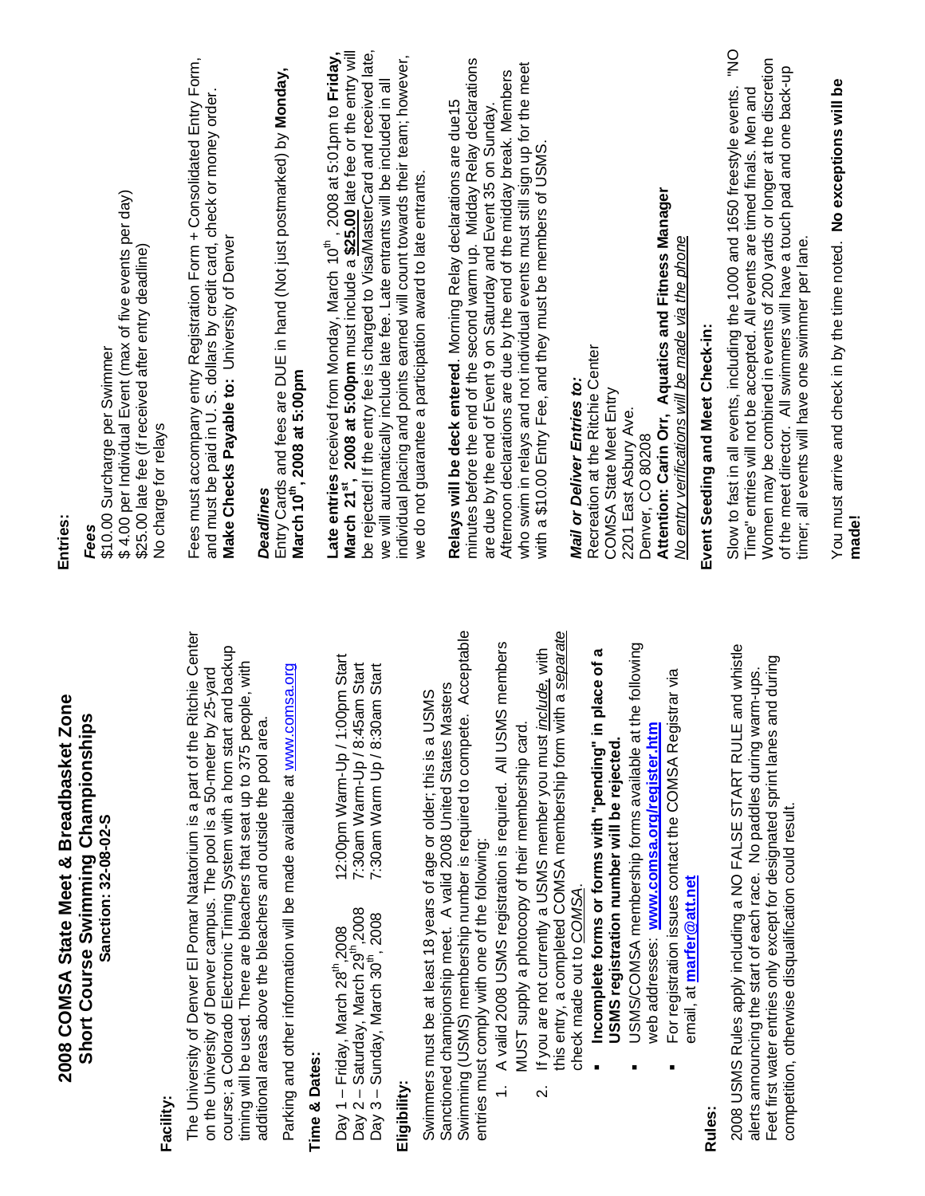# 2008 COMSA State Meet & Breadbasket Zone Short Course Swimming Championships

**Sanction: 32-08-02-S**

## Facility:

The University of Denver El Pomar Natatorium is a part of the Ritchie Center on the University of Denver campus. The pool is a 50-meter by 25-yard course; a Colorado Electronic Timing System with a horn start and backup timing will be used. There are bleachers that seat up to 375 people, with additional areas above the bleachers and outside the pool area.

Parking and other information will be made available at www.comsa.org

## Time & Dates:

| | |
|---|---|
| Day 1 – Friday, March 28th 2008 | 12:00pm Warm-Up / 1:00pm Start |
| Day 2 – Saturday, March 29th 2008 | 7:30am Warm-Up / 8:45am Start |
| Day 3 – Sunday, March 30th, 2008 | 7:30am Warm Up / 8:30am Start |

## Eligibility:

Swimmers must be at least 18 years of age or older; this is a USMS Sanctioned championship meet. A valid 2008 United States Masters Swimming (USMS) membership number is required to compete. Acceptable entries must comply with one of the following:

1. A valid 2008 USMS registration is required. All USMS members MUST supply a photocopy of their membership card.
2. If you are not currently a USMS member you must *include*, with this entry, a completed COMSA membership form with a *separate* check made out to *COMSA*.

- **Incomplete forms or forms with "pending" in place of a USMS registration number will be rejected.**
- USMS/COMSA membership forms available at the following web addresses: **www.comsa.org/register.htm**
- For registration issues contact the COMSA Registrar via email, at **marfer@att.net**

## Rules:

2008 USMS Rules apply including a NO FALSE START RULE and whistle alerts announcing the start of each race. No paddles during warm-ups. Feet first water entries only except for designated sprint lanes and during competition, otherwise disqualification could result.

## Entries:

### *Fees*

$10.00 Surcharge per Swimmer
$ 4.00 per Individual Event (max of five events per day)
$25.00 late fee (if received after entry deadline)
No charge for relays

Fees must accompany entry Registration Form + Consolidated Entry Form, and must be paid in U. S. dollars by credit card, check or money order. **Make Checks Payable to:** University of Denver

### *Deadlines*

Entry Cards and fees are DUE in hand (Not just postmarked) by **Monday, March 10th, 2008 at 5:00pm**

**Late entries** received from Monday, March 10th, 2008 at 5:01pm to **Friday, March 21st, 2008 at 5:00pm** must include a **$25.00** late fee or the entry will be rejected! If the entry fee is charged to Visa/MasterCard and received late, we will automatically include late fee. Late entrants will be included in all individual placing and points earned will count towards their team; however, we do not guarantee a participation award to late entrants.

**Relays will be deck entered**. Morning Relay declarations are due15 minutes before the end of the second warm up. Midday Relay declarations are due by the end of Event 9 on Saturday and Event 35 on Sunday. Afternoon declarations are due by the end of the midday break. Members who swim in relays and not individual events must still sign up for the meet with a $10.00 Entry Fee, and they must be members of USMS.

### *Mail or Deliver Entries to:*

Recreation at the Ritchie Center
COMSA State Meet Entry
2201 East Asbury Ave.
Denver, CO 80208
**Attention: Carin Orr, Aquatics and Fitness Manager**
*No entry verifications will be made via the phone*

## Event Seeding and Meet Check-in:

Slow to fast in all events, including the 1000 and 1650 freestyle events. "NO Time" entries will not be accepted. All events are timed finals. Men and Women may be combined in events of 200 yards or longer at the discretion of the meet director. All swimmers will have a touch pad and one back-up timer; all events will have one swimmer per lane.

You must arrive and check in by the time noted. **No exceptions will be made!**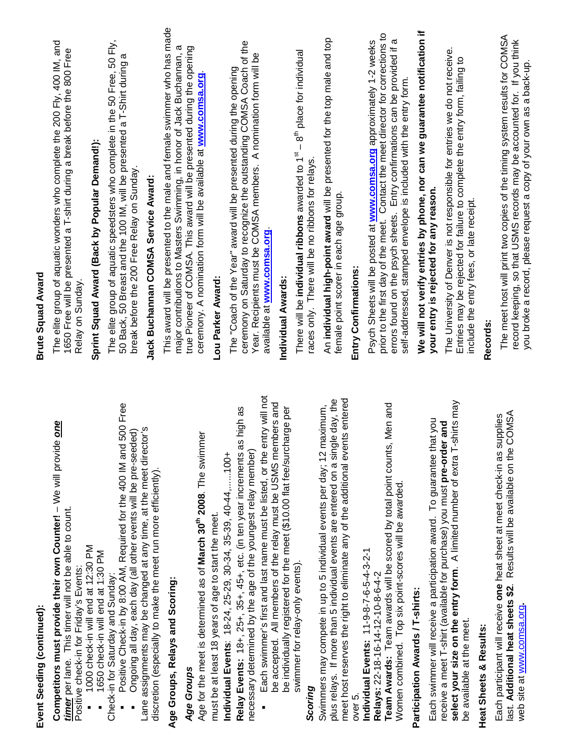## Event Seeding (continued):

**Competitors must provide their own Counter!** – We will provide ***one timer*** per lane. This timer will not be able to count.

Positive check-in for Friday's Events:

- 1000 check-in will end at 12:30 PM
- 1650 check-in will end at 1:30 PM

Check-in for Saturday and Sunday:

- Positive Check-in by 8:00 AM, Required for the 400 IM and 500 Free
- Ongoing all day, each day (all other events will be pre-seeded)

Lane assignments may be changed at any time, at the meet director's discretion (especially to make the meet run more efficiently).

## Age Groups, Relays and Scoring:

### *Age Groups*

Age for the meet is determined as of **March 30th 2008**. The swimmer must be at least 18 years of age to start the meet.

**Individual Events**: 18-24, 25-29, 30-34, 35-39, 40-44,……100+

**Relay Events:** 18+, 25+, 35+, 45+, etc. (in ten year increments as high as necessary determined by the age of the youngest relay member)

- Each swimmer's first and last name must be listed, or the entry will not be accepted. All members of the relay must be USMS members and be individually registered for the meet ($10.00 flat fee/surcharge per swimmer for relay-only events).

### *Scoring*

Swimmers may compete in up to 5 individual events per day; 12 maximum, plus relays. If more than 5 individual events are entered on a single day, the meet host reserves the right to eliminate any of the additional events entered over 5.

**Individual Events:** 11-9-8-7-6-5-4-3-2-1

**Relays:** 22-18-16-14-12-10-8-6-4-2

**Team Awards:** Team awards will be scored by total point counts, Men and Women combined. Top six point-scores will be awarded.

## Participation Awards / T-shirts:

Each swimmer will receive a participation award. To guarantee that you receive a meet T-shirt (available for purchase) you must **pre-order and select your size on the entry form**. A limited number of extra T-shirts may be available at the meet.

## Heat Sheets & Results:

Each participant will receive **one** heat sheet at meet check-in as supplies last. **Additional heat sheets $2**. Results will be available on the COMSA web site at www.comsa.org.

## Brute Squad Award

The elite group of aquatic wonders who complete the 200 Fly, 400 IM, and 1650 Free will be presented a T-shirt during a break before the 800 Free Relay on Sunday.

## Sprint Squad Award (Back by Popular Demand!):

The elite group of aquatic speedsters who complete in the 50 Free, 50 Fly, 50 Back, 50 Breast and the 100 IM, will be presented a T-Shirt during a break before the 200 Free Relay on Sunday.

## Jack Buchannan COMSA Service Award:

This award will be presented to the male and female swimmer who has made major contributions to Masters Swimming, in honor of Jack Buchannan, a true Pioneer of COMSA. This award will be presented during the opening ceremony. A nomination form will be available at **www.comsa.org**.

## Lou Parker Award:

The "Coach of the Year" award will be presented during the opening ceremony on Saturday to recognize the outstanding COMSA Coach of the Year. Recipients must be COMSA members. A nomination form will be available at **www.comsa.org**.

## Individual Awards:

There will be **individual ribbons** awarded to 1st – 8th place for individual races only. There will be no ribbons for relays.

An **individual high-point award** will be presented for the top male and top female point scorer in each age group.

## Entry Confirmations:

Psych Sheets will be posted at **www.comsa.org** approximately 1-2 weeks prior to the first day of the meet. Contact the meet director for corrections to errors found on the psych sheets. Entry confirmations can be provided if a self-addressed, stamped envelope is included with the entry form.

**We will not verify entries by phone, nor can we guarantee notification if your entry is rejected for any reason.**

The University of Denver is not responsible for entries we do not receive. Entries may be rejected for failure to complete the entry form, failing to include the entry fees, or late receipt.

## Records:

The meet host will print two copies of the timing system results for COMSA record keeping, so that USMS records may be accounted for. If you think you broke a record, please request a copy of your own as a back-up.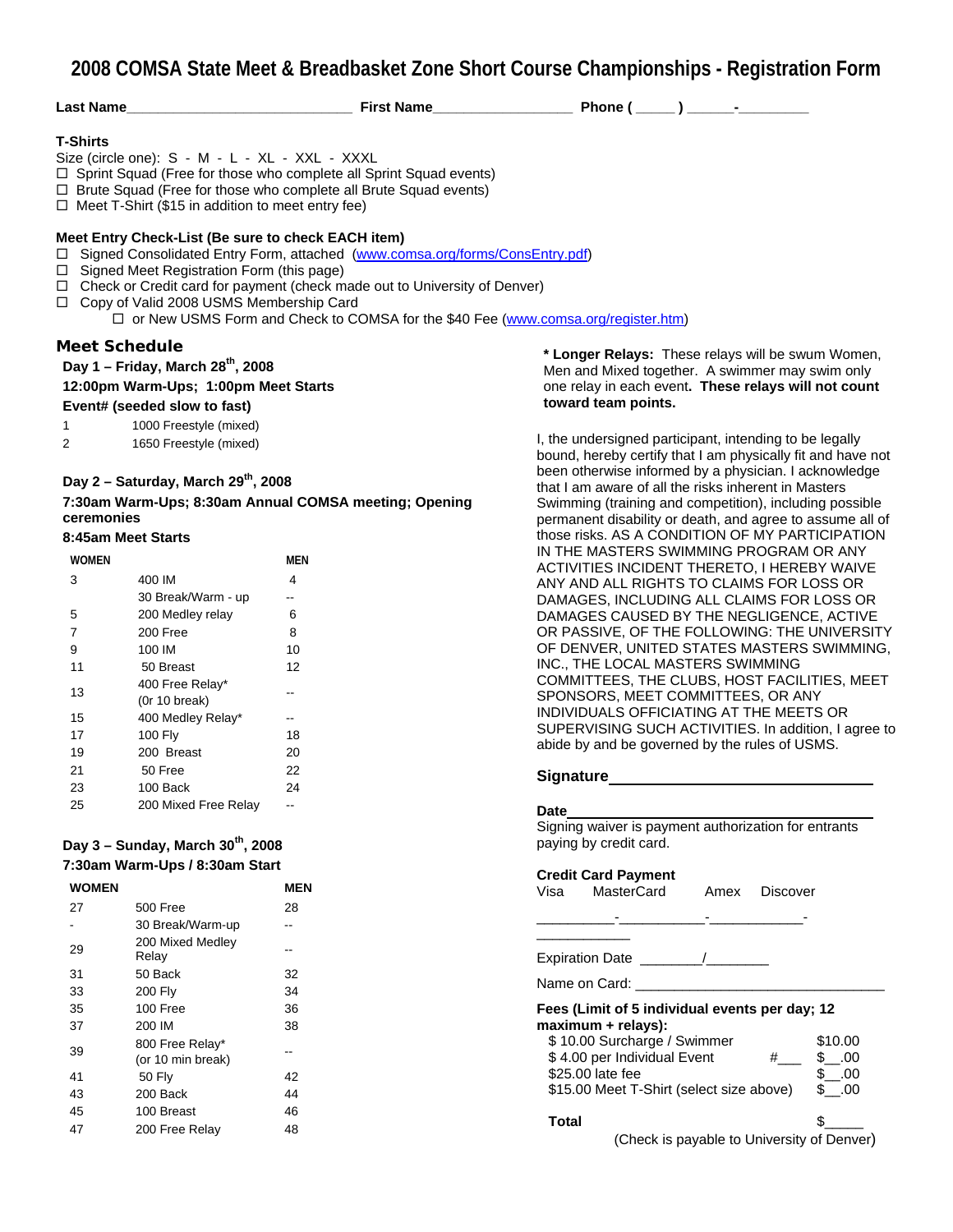# 2008 COMSA State Meet & Breadbasket Zone Short Course Championships - Registration Form

**Last Name**\_\_\_\_\_\_\_\_\_\_\_\_\_\_\_\_\_\_\_\_\_\_\_\_\_\_\_\_ **First Name**\_\_\_\_\_\_\_\_\_\_\_\_\_\_\_\_\_\_ **Phone ( \_\_\_\_ ) \_\_\_\_\_\_-\_\_\_\_\_\_\_\_\_**

**T-Shirts**

Size (circle one): S - M - L - XL - XXL - XXXL

- ☐ Sprint Squad (Free for those who complete all Sprint Squad events)
- ☐ Brute Squad (Free for those who complete all Brute Squad events)
- ☐ Meet T-Shirt ($15 in addition to meet entry fee)

**Meet Entry Check-List (Be sure to check EACH item)**

- ☐ Signed Consolidated Entry Form, attached (www.comsa.org/forms/ConsEntry.pdf)
- ☐ Signed Meet Registration Form (this page)
- ☐ Check or Credit card for payment (check made out to University of Denver)
- ☐ Copy of Valid 2008 USMS Membership Card
  - ☐ or New USMS Form and Check to COMSA for the $40 Fee (www.comsa.org/register.htm)

## Meet Schedule

**Day 1 – Friday, March 28th, 2008**

**12:00pm Warm-Ups; 1:00pm Meet Starts**

**Event# (seeded slow to fast)**

| Event# | Event |
|---|---|
| 1 | 1000 Freestyle (mixed) |
| 2 | 1650 Freestyle (mixed) |

**Day 2 – Saturday, March 29th, 2008**

**7:30am Warm-Ups; 8:30am Annual COMSA meeting; Opening ceremonies**

**8:45am Meet Starts**

| WOMEN | | MEN |
|---|---|---|
| 3 | 400 IM | 4 |
| | 30 Break/Warm - up | -- |
| 5 | 200 Medley relay | 6 |
| 7 | 200 Free | 8 |
| 9 | 100 IM | 10 |
| 11 | 50 Breast | 12 |
| 13 | 400 Free Relay* (0r 10 break) | -- |
| 15 | 400 Medley Relay* | -- |
| 17 | 100 Fly | 18 |
| 19 | 200 Breast | 20 |
| 21 | 50 Free | 22 |
| 23 | 100 Back | 24 |
| 25 | 200 Mixed Free Relay | -- |

**Day 3 – Sunday, March 30th, 2008**

**7:30am Warm-Ups / 8:30am Start**

| WOMEN | | MEN |
|---|---|---|
| 27 | 500 Free | 28 |
| - | 30 Break/Warm-up | -- |
| 29 | 200 Mixed Medley Relay | -- |
| 31 | 50 Back | 32 |
| 33 | 200 Fly | 34 |
| 35 | 100 Free | 36 |
| 37 | 200 IM | 38 |
| 39 | 800 Free Relay* (or 10 min break) | -- |
| 41 | 50 Fly | 42 |
| 43 | 200 Back | 44 |
| 45 | 100 Breast | 46 |
| 47 | 200 Free Relay | 48 |

**\* Longer Relays:** These relays will be swum Women, Men and Mixed together. A swimmer may swim only one relay in each event**. These relays will not count toward team points.**

I, the undersigned participant, intending to be legally bound, hereby certify that I am physically fit and have not been otherwise informed by a physician. I acknowledge that I am aware of all the risks inherent in Masters Swimming (training and competition), including possible permanent disability or death, and agree to assume all of those risks. AS A CONDITION OF MY PARTICIPATION IN THE MASTERS SWIMMING PROGRAM OR ANY ACTIVITIES INCIDENT THERETO, I HEREBY WAIVE ANY AND ALL RIGHTS TO CLAIMS FOR LOSS OR DAMAGES, INCLUDING ALL CLAIMS FOR LOSS OR DAMAGES CAUSED BY THE NEGLIGENCE, ACTIVE OR PASSIVE, OF THE FOLLOWING: THE UNIVERSITY OF DENVER, UNITED STATES MASTERS SWIMMING, INC., THE LOCAL MASTERS SWIMMING COMMITTEES, THE CLUBS, HOST FACILITIES, MEET SPONSORS, MEET COMMITTEES, OR ANY INDIVIDUALS OFFICIATING AT THE MEETS OR SUPERVISING SUCH ACTIVITIES. In addition, I agree to abide by and be governed by the rules of USMS.

**Signature**\_\_\_\_\_\_\_\_\_\_\_\_\_\_\_\_\_\_\_\_\_\_\_\_\_\_\_\_\_\_\_\_\_

**Date**\_\_\_\_\_\_\_\_\_\_\_\_\_\_\_\_\_\_\_\_\_\_\_\_\_\_\_\_\_\_\_\_\_\_\_\_\_

Signing waiver is payment authorization for entrants paying by credit card.

**Credit Card Payment**

Visa MasterCard Amex Discover

\_\_\_\_\_\_\_\_\_\_-\_\_\_\_\_\_\_\_\_\_\_-\_\_\_\_\_\_\_\_\_\_\_\_-\_\_\_\_\_\_\_\_\_\_\_\_

Expiration Date \_\_\_\_\_\_\_\_/\_\_\_\_\_\_\_\_

Name on Card: \_\_\_\_\_\_\_\_\_\_\_\_\_\_\_\_\_\_\_\_\_\_\_\_\_\_\_\_\_\_\_\_\_

**Fees (Limit of 5 individual events per day; 12 maximum + relays):**

| | | |
|---|---|---|
| $ 10.00 Surcharge / Swimmer | | $10.00 |
| $ 4.00 per Individual Event | #\_\_\_ | $\_\_.00 |
| $25.00 late fee | | $\_\_.00 |
| $15.00 Meet T-Shirt (select size above) | | $\_\_.00 |
| **Total** | | $\_\_\_\_\_ |

(Check is payable to University of Denver)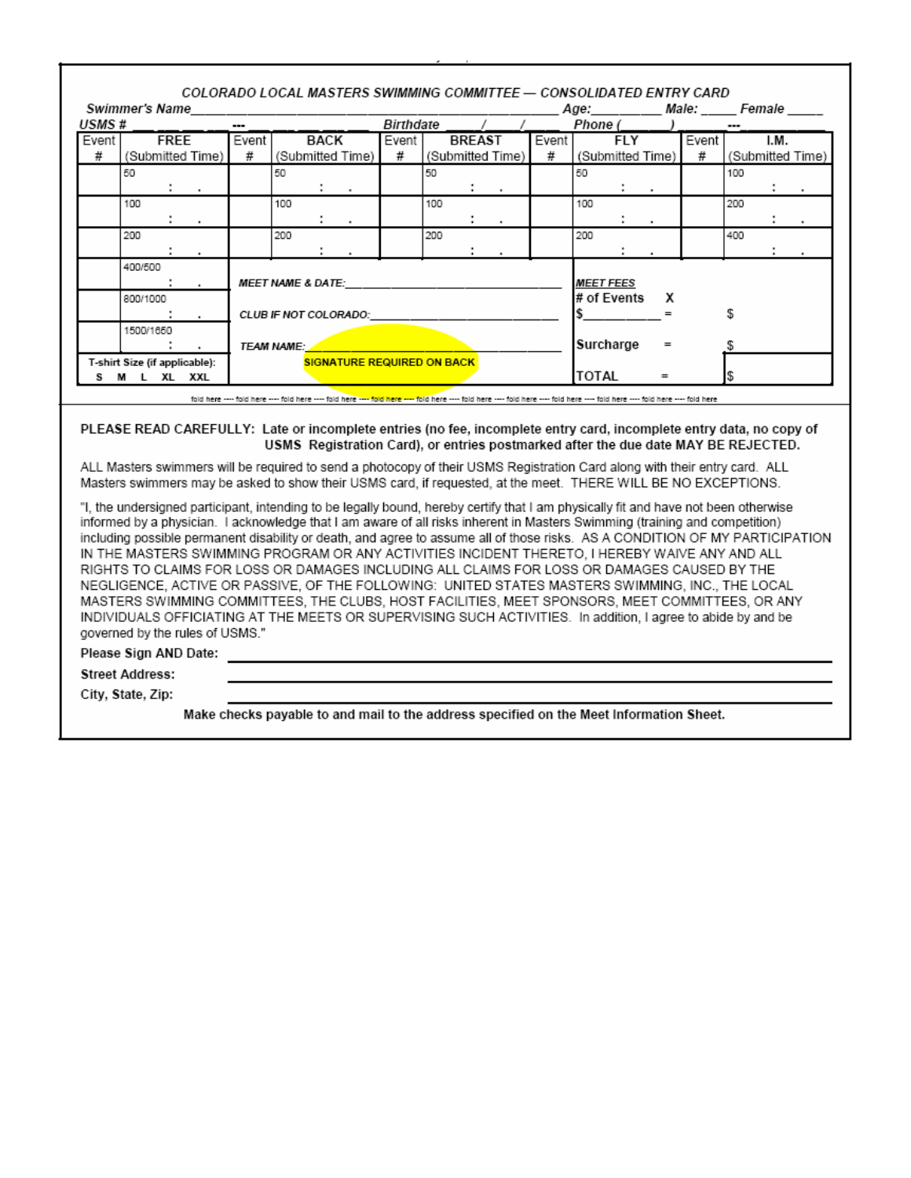## COLORADO LOCAL MASTERS SWIMMING COMMITTEE — CONSOLIDATED ENTRY CARD

Swimmer's Name_______________________________________ Age:_________ Male: _____ Female _____

USMS # ____ ____ ____ --- ____ ____ ____ ____ ____ Birthdate _____/_____/_____ Phone (_______) ________ --- ________

| Event # | FREE (Submitted Time) | Event # | BACK (Submitted Time) | Event # | BREAST (Submitted Time) | Event # | FLY (Submitted Time) | Event # | I.M. (Submitted Time) |
|---|---|---|---|---|---|---|---|---|---|
| | 50 : . | | 50 : . | | 50 : . | | 50 : . | | 100 : . |
| | 100 : . | | 100 : . | | 100 : . | | 100 : . | | 200 : . |
| | 200 : . | | 200 : . | | 200 : . | | 200 : . | | 400 : . |
| | 400/500 : . | MEET NAME & DATE:________ | | | | | MEET FEES | | |
| | 800/1000 : . | CLUB IF NOT COLORADO:________ | | | | | # of Events X $______ = | | $ |
| | 1500/1650 : . | TEAM NAME:________ | | | | | Surcharge = | | $ |
| T-shirt Size (if applicable): S M L XL XXL | | SIGNATURE REQUIRED ON BACK | | | | | TOTAL = | | $ |

fold here ---- fold here ---- fold here ---- fold here ---- fold here ---- fold here ---- fold here ---- fold here ---- fold here ---- fold here ---- fold here ---- fold here

**PLEASE READ CAREFULLY: Late or incomplete entries (no fee, incomplete entry card, incomplete entry data, no copy of USMS Registration Card), or entries postmarked after the due date MAY BE REJECTED.**

ALL Masters swimmers will be required to send a photocopy of their USMS Registration Card along with their entry card. ALL Masters swimmers may be asked to show their USMS card, if requested, at the meet. THERE WILL BE NO EXCEPTIONS.

"I, the undersigned participant, intending to be legally bound, hereby certify that I am physically fit and have not been otherwise informed by a physician. I acknowledge that I am aware of all risks inherent in Masters Swimming (training and competition) including possible permanent disability or death, and agree to assume all of those risks. AS A CONDITION OF MY PARTICIPATION IN THE MASTERS SWIMMING PROGRAM OR ANY ACTIVITIES INCIDENT THERETO, I HEREBY WAIVE ANY AND ALL RIGHTS TO CLAIMS FOR LOSS OR DAMAGES INCLUDING ALL CLAIMS FOR LOSS OR DAMAGES CAUSED BY THE NEGLIGENCE, ACTIVE OR PASSIVE, OF THE FOLLOWING: UNITED STATES MASTERS SWIMMING, INC., THE LOCAL MASTERS SWIMMING COMMITTEES, THE CLUBS, HOST FACILITIES, MEET SPONSORS, MEET COMMITTEES, OR ANY INDIVIDUALS OFFICIATING AT THE MEETS OR SUPERVISING SUCH ACTIVITIES. In addition, I agree to abide by and be governed by the rules of USMS."

**Please Sign AND Date:** ________________________________________

**Street Address:** ________________________________________

**City, State, Zip:** ________________________________________

**Make checks payable to and mail to the address specified on the Meet Information Sheet.**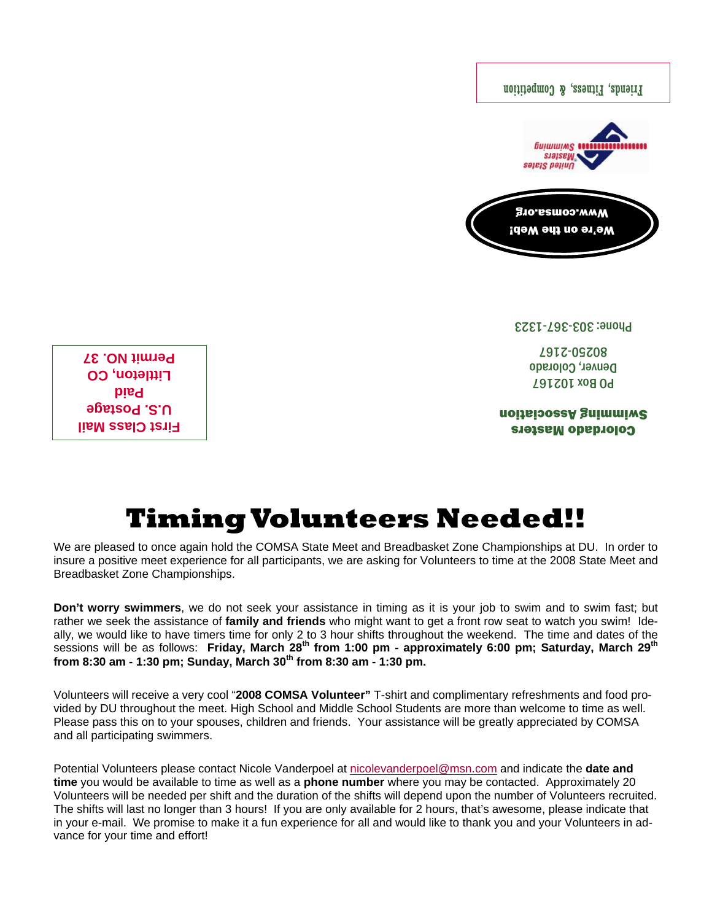Friends, Fitness, & Competition

We're on the Web!
Www.comsa.org

Colordado Masters
Swimming Association

PO Box 102167
Denver, Colorado
80250-2167

Phone: 303-367-1323

First Class Mail
U.S. Postage
Paid
Littleton, CO
Permit NO. 37

# Timing Volunteers Needed!!

We are pleased to once again hold the COMSA State Meet and Breadbasket Zone Championships at DU. In order to insure a positive meet experience for all participants, we are asking for Volunteers to time at the 2008 State Meet and Breadbasket Zone Championships.

**Don't worry swimmers**, we do not seek your assistance in timing as it is your job to swim and to swim fast; but rather we seek the assistance of **family and friends** who might want to get a front row seat to watch you swim! Ideally, we would like to have timers time for only 2 to 3 hour shifts throughout the weekend. The time and dates of the sessions will be as follows: **Friday, March 28th from 1:00 pm - approximately 6:00 pm; Saturday, March 29th from 8:30 am - 1:30 pm; Sunday, March 30th from 8:30 am - 1:30 pm.**

Volunteers will receive a very cool "**2008 COMSA Volunteer"** T-shirt and complimentary refreshments and food provided by DU throughout the meet. High School and Middle School Students are more than welcome to time as well. Please pass this on to your spouses, children and friends. Your assistance will be greatly appreciated by COMSA and all participating swimmers.

Potential Volunteers please contact Nicole Vanderpoel at nicolevanderpoel@msn.com and indicate the **date and time** you would be available to time as well as a **phone number** where you may be contacted. Approximately 20 Volunteers will be needed per shift and the duration of the shifts will depend upon the number of Volunteers recruited. The shifts will last no longer than 3 hours! If you are only available for 2 hours, that's awesome, please indicate that in your e-mail. We promise to make it a fun experience for all and would like to thank you and your Volunteers in advance for your time and effort!